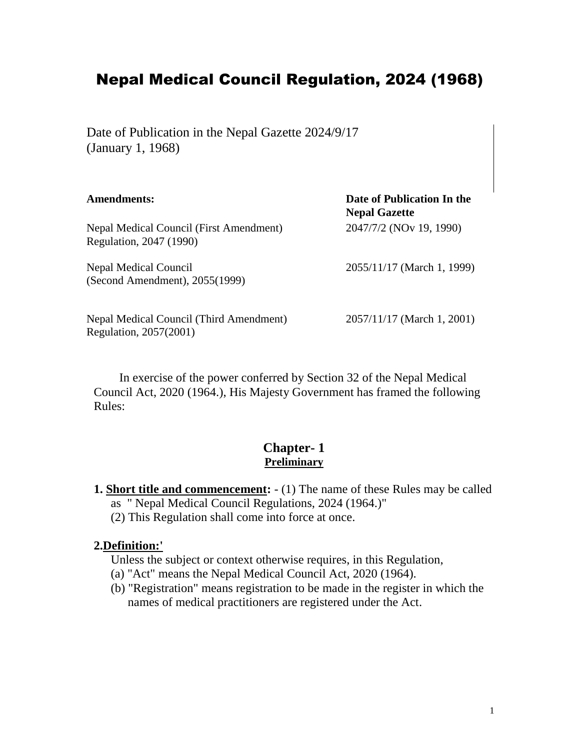# Nepal Medical Council Regulation, 2024 (1968)

Date of Publication in the Nepal Gazette 2024/9/17 (January 1, 1968)

| Amendments: | Date of Publication In the Nepal Gazette |
|---|---|
| Nepal Medical Council (First Amendment) Regulation, 2047 (1990) | 2047/7/2 (NOv 19, 1990) |
| Nepal Medical Council (Second Amendment), 2055(1999) | 2055/11/17 (March 1, 1999) |
| Nepal Medical Council (Third Amendment) Regulation, 2057(2001) | 2057/11/17 (March 1, 2001) |

In exercise of the power conferred by Section 32 of the Nepal Medical Council Act, 2020 (1964.), His Majesty Government has framed the following Rules:

## Chapter- 1
### Preliminary

**1. Short title and commencement:** - (1) The name of these Rules may be called as " Nepal Medical Council Regulations, 2024 (1964.)"

(2) This Regulation shall come into force at once.

**2.Definition:'**

Unless the subject or context otherwise requires, in this Regulation,

(a) "Act" means the Nepal Medical Council Act, 2020 (1964).

(b) "Registration" means registration to be made in the register in which the names of medical practitioners are registered under the Act.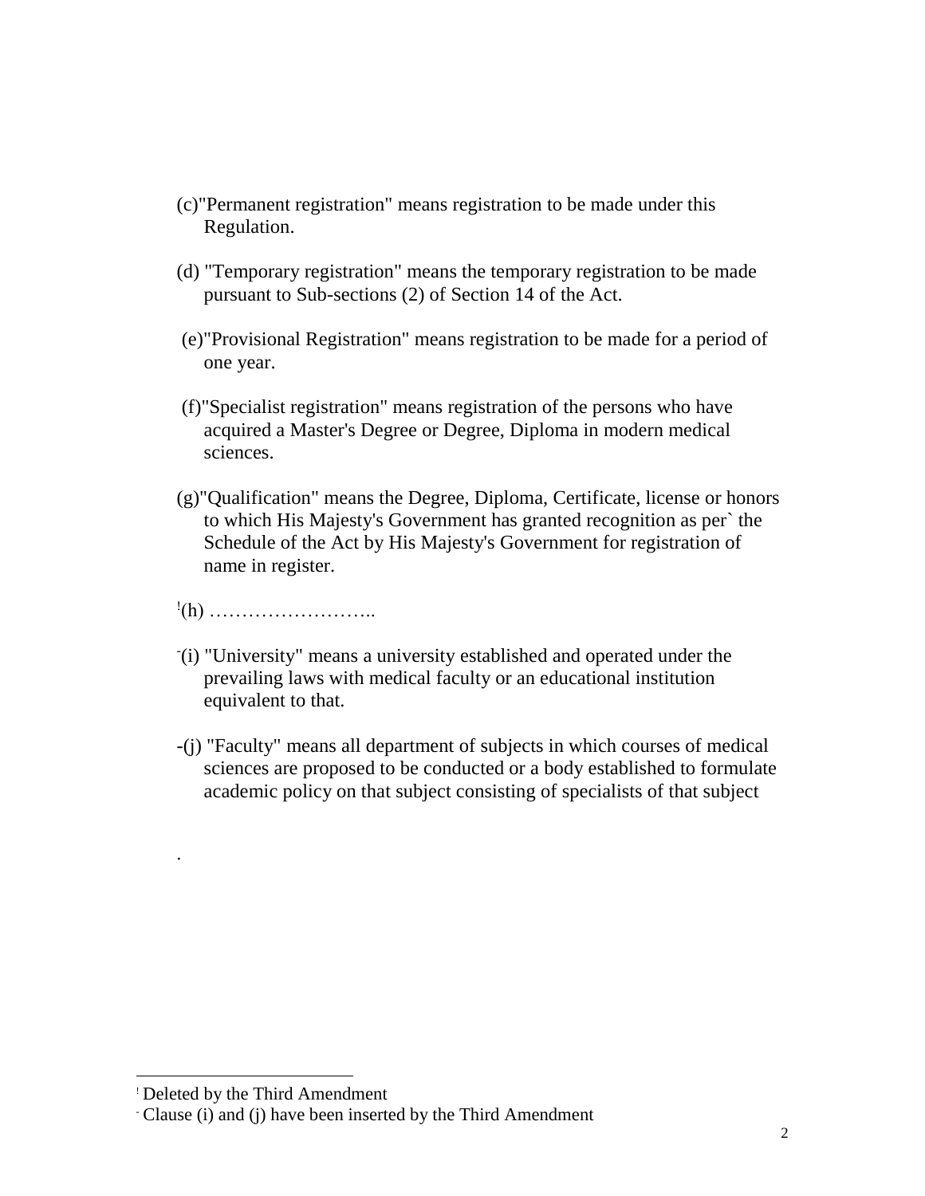(c)"Permanent registration" means registration to be made under this Regulation.

(d) "Temporary registration" means the temporary registration to be made pursuant to Sub-sections (2) of Section 14 of the Act.

(e)"Provisional Registration" means registration to be made for a period of one year.

(f)"Specialist registration" means registration of the persons who have acquired a Master's Degree or Degree, Diploma in modern medical sciences.

(g)"Qualification" means the Degree, Diploma, Certificate, license or honors to which His Majesty's Government has granted recognition as per` the Schedule of the Act by His Majesty's Government for registration of name in register.

[!](h) ……………………..

[-](i) "University" means a university established and operated under the prevailing laws with medical faculty or an educational institution equivalent to that.

-(j) "Faculty" means all department of subjects in which courses of medical sciences are proposed to be conducted or a body established to formulate academic policy on that subject consisting of specialists of that subject

.

---

[!] Deleted by the Third Amendment

[-] Clause (i) and (j) have been inserted by the Third Amendment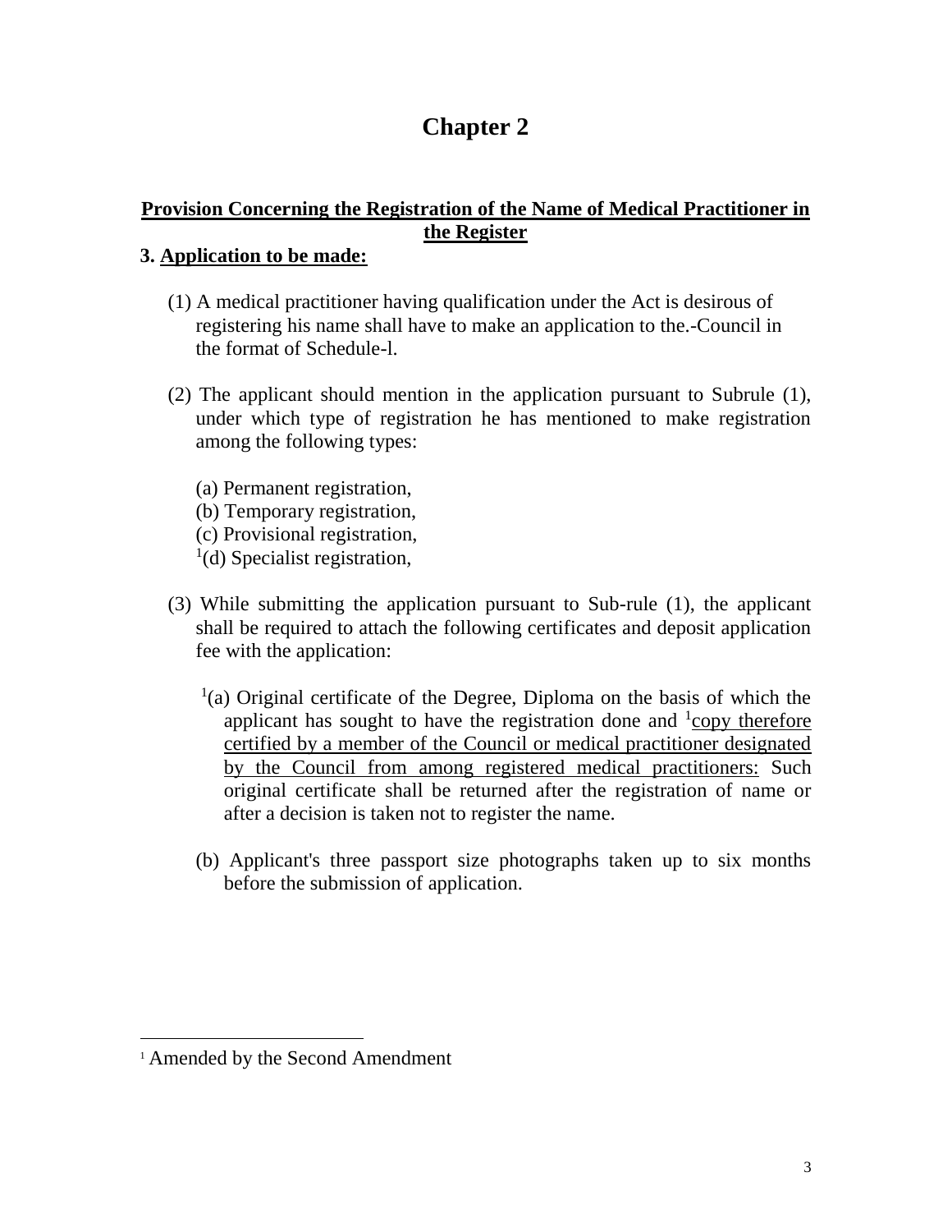# Chapter 2

## Provision Concerning the Registration of the Name of Medical Practitioner in the Register

### 3. Application to be made:

(1) A medical practitioner having qualification under the Act is desirous of registering his name shall have to make an application to the.-Council in the format of Schedule-l.

(2) The applicant should mention in the application pursuant to Subrule (1), under which type of registration he has mentioned to make registration among the following types:

(a) Permanent registration,
(b) Temporary registration,
(c) Provisional registration,
[1](d) Specialist registration,

(3) While submitting the application pursuant to Sub-rule (1), the applicant shall be required to attach the following certificates and deposit application fee with the application:

[1](a) Original certificate of the Degree, Diploma on the basis of which the applicant has sought to have the registration done and [1]<u>copy therefore certified by a member of the Council or medical practitioner designated by the Council from among registered medical practitioners:</u> Such original certificate shall be returned after the registration of name or after a decision is taken not to register the name.

(b) Applicant's three passport size photographs taken up to six months before the submission of application.

---

[1] Amended by the Second Amendment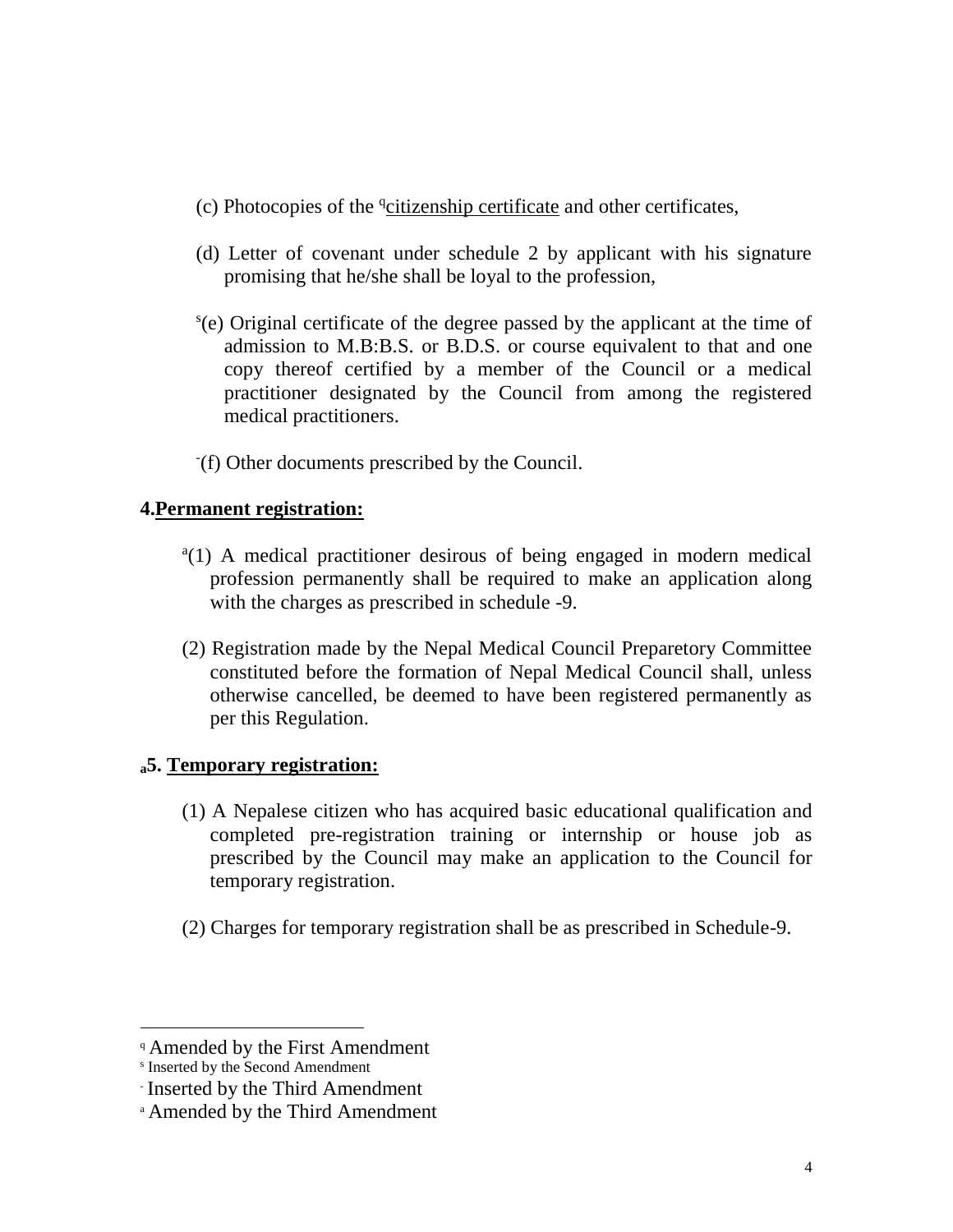(c) Photocopies of the [q]citizenship certificate and other certificates,

(d) Letter of covenant under schedule 2 by applicant with his signature promising that he/she shall be loyal to the profession,

[s](e) Original certificate of the degree passed by the applicant at the time of admission to M.B:B.S. or B.D.S. or course equivalent to that and one copy thereof certified by a member of the Council or a medical practitioner designated by the Council from among the registered medical practitioners.

[-](f) Other documents prescribed by the Council.

**4.Permanent registration:**

[a](1) A medical practitioner desirous of being engaged in modern medical profession permanently shall be required to make an application along with the charges as prescribed in schedule -9.

(2) Registration made by the Nepal Medical Council Preparetory Committee constituted before the formation of Nepal Medical Council shall, unless otherwise cancelled, be deemed to have been registered permanently as per this Regulation.

**[a]5. Temporary registration:**

(1) A Nepalese citizen who has acquired basic educational qualification and completed pre-registration training or internship or house job as prescribed by the Council may make an application to the Council for temporary registration.

(2) Charges for temporary registration shall be as prescribed in Schedule-9.

---

[q] Amended by the First Amendment

[s] Inserted by the Second Amendment

[-] Inserted by the Third Amendment

[a] Amended by the Third Amendment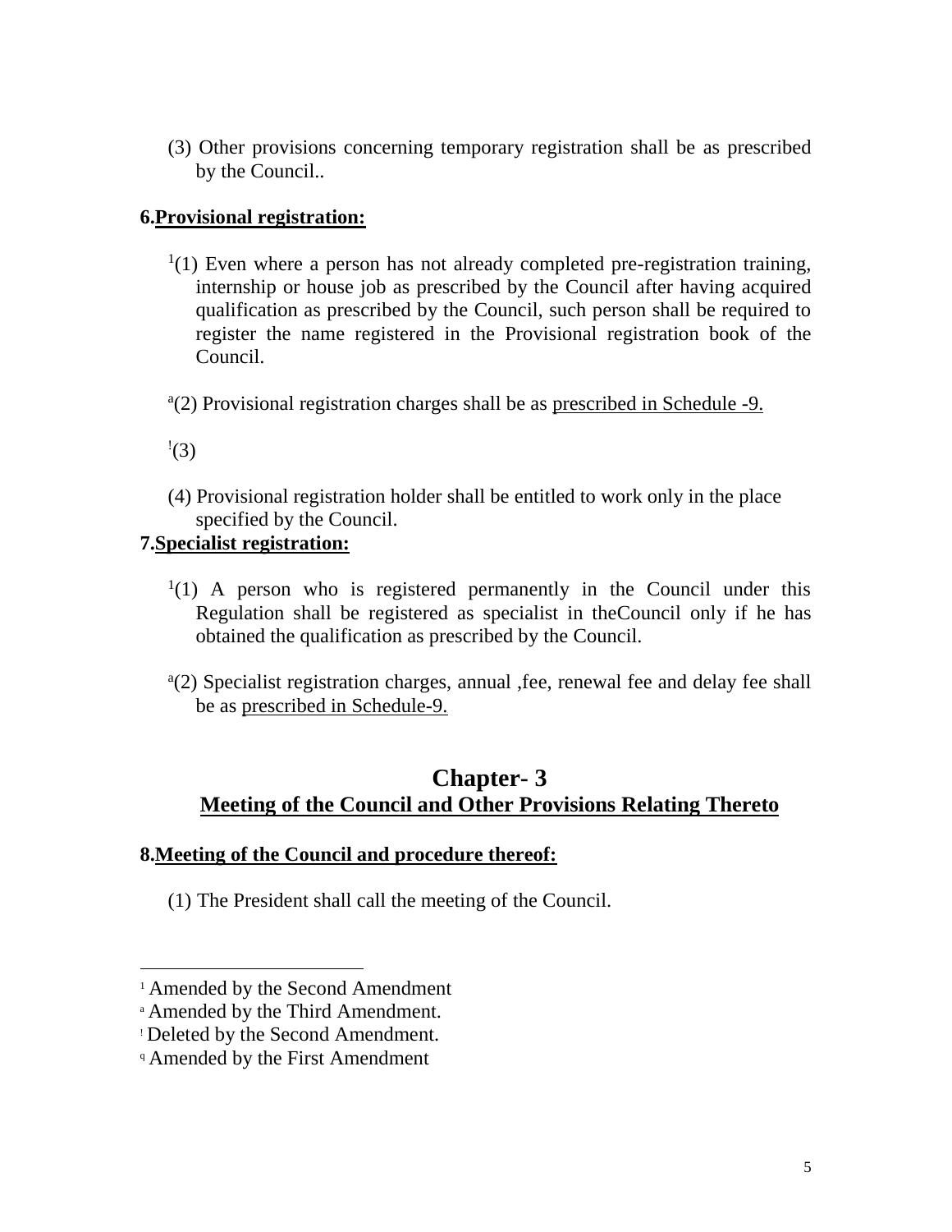(3) Other provisions concerning temporary registration shall be as prescribed by the Council..

**6.Provisional registration:**

[1](1) Even where a person has not already completed pre-registration training, internship or house job as prescribed by the Council after having acquired qualification as prescribed by the Council, such person shall be required to register the name registered in the Provisional registration book of the Council.

[a](2) Provisional registration charges shall be as prescribed in Schedule -9.

[!](3)

(4) Provisional registration holder shall be entitled to work only in the place specified by the Council.

**7.Specialist registration:**

[1](1) A person who is registered permanently in the Council under this Regulation shall be registered as specialist in theCouncil only if he has obtained the qualification as prescribed by the Council.

[a](2) Specialist registration charges, annual ,fee, renewal fee and delay fee shall be as prescribed in Schedule-9.

## Chapter- 3
## Meeting of the Council and Other Provisions Relating Thereto

**8.Meeting of the Council and procedure thereof:**

(1) The President shall call the meeting of the Council.

---

[1] Amended by the Second Amendment

[a] Amended by the Third Amendment.

[!] Deleted by the Second Amendment.

[q] Amended by the First Amendment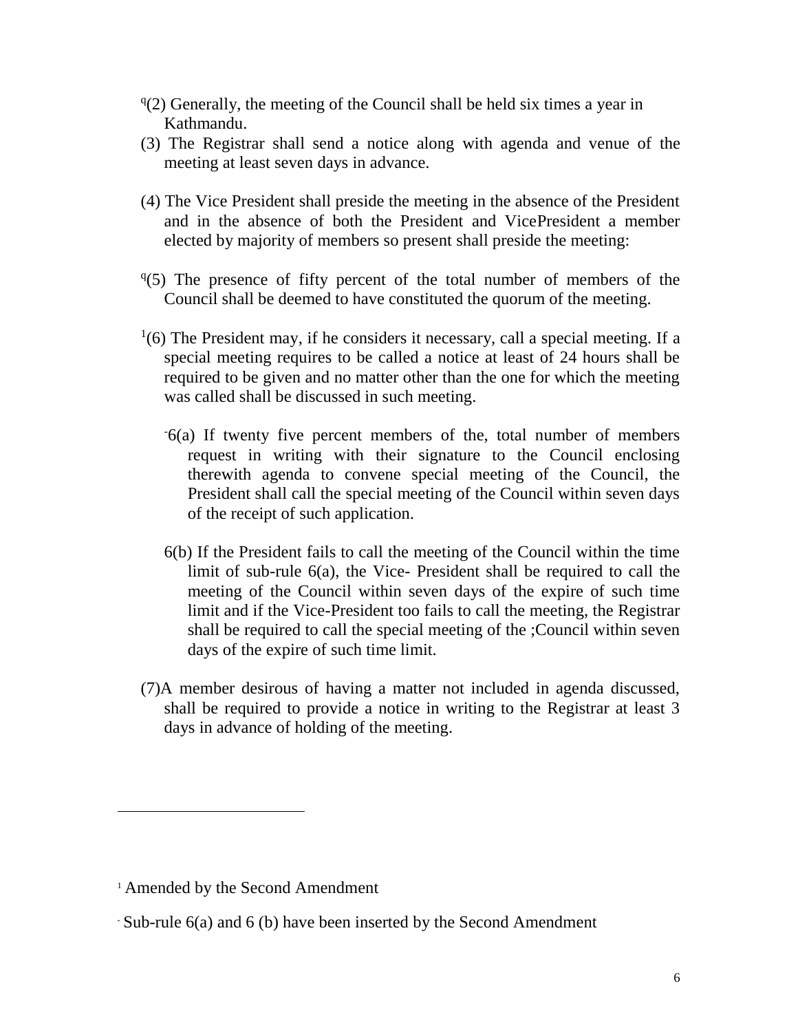[q](2) Generally, the meeting of the Council shall be held six times a year in Kathmandu.

(3) The Registrar shall send a notice along with agenda and venue of the meeting at least seven days in advance.

(4) The Vice President shall preside the meeting in the absence of the President and in the absence of both the President and VicePresident a member elected by majority of members so present shall preside the meeting:

[q](5) The presence of fifty percent of the total number of members of the Council shall be deemed to have constituted the quorum of the meeting.

[1](6) The President may, if he considers it necessary, call a special meeting. If a special meeting requires to be called a notice at least of 24 hours shall be required to be given and no matter other than the one for which the meeting was called shall be discussed in such meeting.

[-]6(a) If twenty five percent members of the, total number of members request in writing with their signature to the Council enclosing therewith agenda to convene special meeting of the Council, the President shall call the special meeting of the Council within seven days of the receipt of such application.

6(b) If the President fails to call the meeting of the Council within the time limit of sub-rule 6(a), the Vice- President shall be required to call the meeting of the Council within seven days of the expire of such time limit and if the Vice-President too fails to call the meeting, the Registrar shall be required to call the special meeting of the ;Council within seven days of the expire of such time limit.

(7)A member desirous of having a matter not included in agenda discussed, shall be required to provide a notice in writing to the Registrar at least 3 days in advance of holding of the meeting.

---

[1] Amended by the Second Amendment

[-] Sub-rule 6(a) and 6 (b) have been inserted by the Second Amendment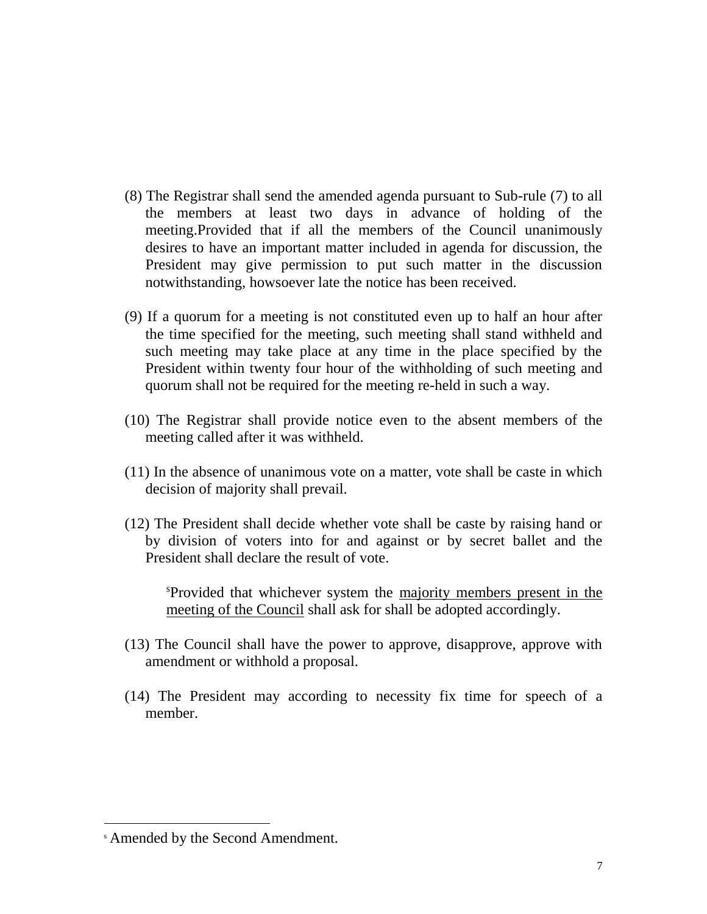(8) The Registrar shall send the amended agenda pursuant to Sub-rule (7) to all the members at least two days in advance of holding of the meeting.Provided that if all the members of the Council unanimously desires to have an important matter included in agenda for discussion, the President may give permission to put such matter in the discussion notwithstanding, howsoever late the notice has been received.

(9) If a quorum for a meeting is not constituted even up to half an hour after the time specified for the meeting, such meeting shall stand withheld and such meeting may take place at any time in the place specified by the President within twenty four hour of the withholding of such meeting and quorum shall not be required for the meeting re-held in such a way.

(10) The Registrar shall provide notice even to the absent members of the meeting called after it was withheld.

(11) In the absence of unanimous vote on a matter, vote shall be caste in which decision of majority shall prevail.

(12) The President shall decide whether vote shall be caste by raising hand or by division of voters into for and against or by secret ballet and the President shall declare the result of vote.

> [s]Provided that whichever system the <u>majority members present in the meeting of the Council</u> shall ask for shall be adopted accordingly.

(13) The Council shall have the power to approve, disapprove, approve with amendment or withhold a proposal.

(14) The President may according to necessity fix time for speech of a member.

---

[s] Amended by the Second Amendment.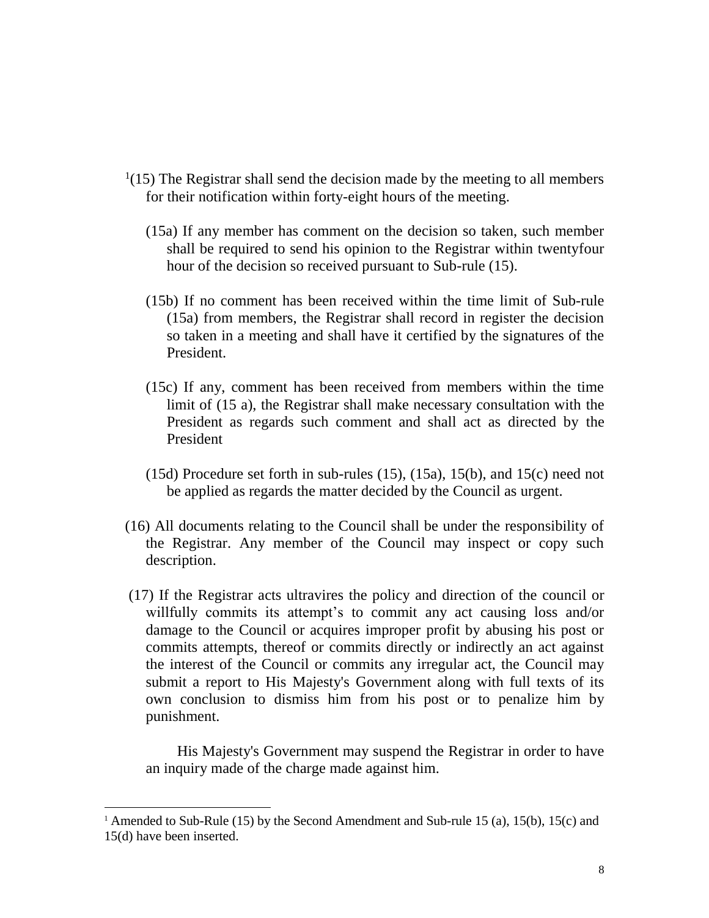[1](15) The Registrar shall send the decision made by the meeting to all members for their notification within forty-eight hours of the meeting.

(15a) If any member has comment on the decision so taken, such member shall be required to send his opinion to the Registrar within twentyfour hour of the decision so received pursuant to Sub-rule (15).

(15b) If no comment has been received within the time limit of Sub-rule (15a) from members, the Registrar shall record in register the decision so taken in a meeting and shall have it certified by the signatures of the President.

(15c) If any, comment has been received from members within the time limit of (15 a), the Registrar shall make necessary consultation with the President as regards such comment and shall act as directed by the President

(15d) Procedure set forth in sub-rules (15), (15a), 15(b), and 15(c) need not be applied as regards the matter decided by the Council as urgent.

(16) All documents relating to the Council shall be under the responsibility of the Registrar. Any member of the Council may inspect or copy such description.

(17) If the Registrar acts ultravires the policy and direction of the council or willfully commits its attempt's to commit any act causing loss and/or damage to the Council or acquires improper profit by abusing his post or commits attempts, thereof or commits directly or indirectly an act against the interest of the Council or commits any irregular act, the Council may submit a report to His Majesty's Government along with full texts of its own conclusion to dismiss him from his post or to penalize him by punishment.

His Majesty's Government may suspend the Registrar in order to have an inquiry made of the charge made against him.

---

[1] Amended to Sub-Rule (15) by the Second Amendment and Sub-rule 15 (a), 15(b), 15(c) and 15(d) have been inserted.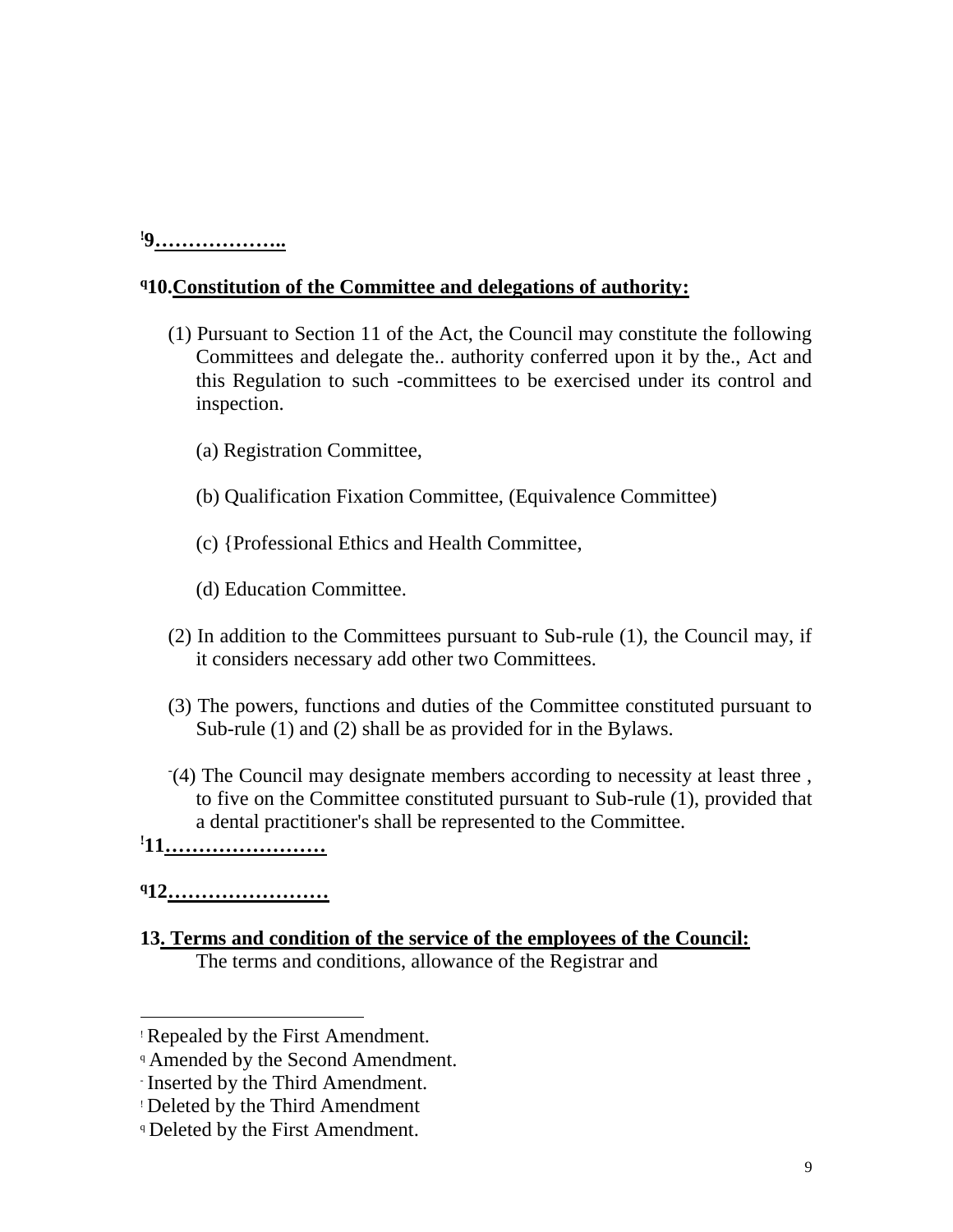[!]**9……………….**

[q]**10.Constitution of the Committee and delegations of authority:**

(1) Pursuant to Section 11 of the Act, the Council may constitute the following Committees and delegate the.. authority conferred upon it by the., Act and this Regulation to such -committees to be exercised under its control and inspection.

(a) Registration Committee,

(b) Qualification Fixation Committee, (Equivalence Committee)

(c) {Professional Ethics and Health Committee,

(d) Education Committee.

(2) In addition to the Committees pursuant to Sub-rule (1), the Council may, if it considers necessary add other two Committees.

(3) The powers, functions and duties of the Committee constituted pursuant to Sub-rule (1) and (2) shall be as provided for in the Bylaws.

[-](4) The Council may designate members according to necessity at least three , to five on the Committee constituted pursuant to Sub-rule (1), provided that a dental practitioner's shall be represented to the Committee.

[!]**11……………………**

[q]**12……………………**

**13. Terms and condition of the service of the employees of the Council:**

The terms and conditions, allowance of the Registrar and

---

[!] Repealed by the First Amendment.

[q] Amended by the Second Amendment.

[-] Inserted by the Third Amendment.

[!] Deleted by the Third Amendment

[q] Deleted by the First Amendment.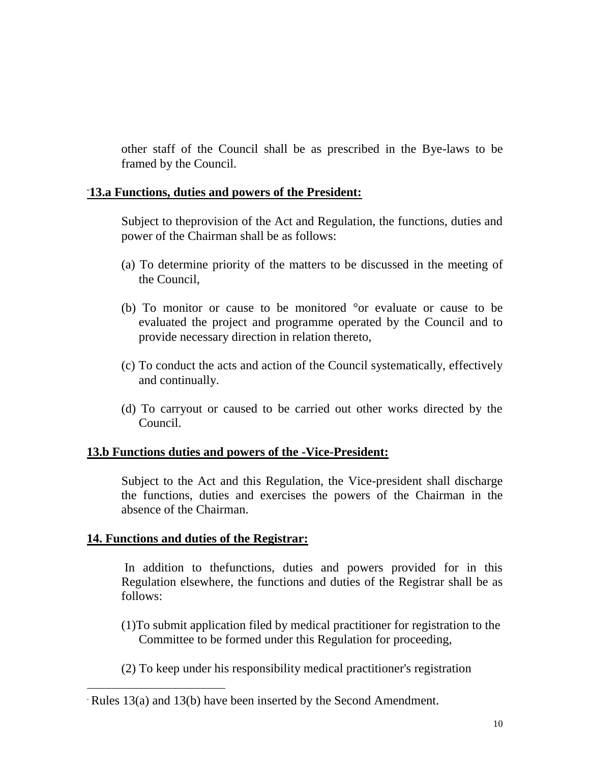other staff of the Council shall be as prescribed in the Bye-laws to be framed by the Council.

**13.a Functions, duties and powers of the President:**[-]

Subject to theprovision of the Act and Regulation, the functions, duties and power of the Chairman shall be as follows:

(a) To determine priority of the matters to be discussed in the meeting of the Council,

(b) To monitor or cause to be monitored °or evaluate or cause to be evaluated the project and programme operated by the Council and to provide necessary direction in relation thereto,

(c) To conduct the acts and action of the Council systematically, effectively and continually.

(d) To carryout or caused to be carried out other works directed by the Council.

**13.b Functions duties and powers of the -Vice-President:**

Subject to the Act and this Regulation, the Vice-president shall discharge the functions, duties and exercises the powers of the Chairman in the absence of the Chairman.

**14. Functions and duties of the Registrar:**

In addition to thefunctions, duties and powers provided for in this Regulation elsewhere, the functions and duties of the Registrar shall be as follows:

(1)To submit application filed by medical practitioner for registration to the Committee to be formed under this Regulation for proceeding,

(2) To keep under his responsibility medical practitioner's registration

---

[-] Rules 13(a) and 13(b) have been inserted by the Second Amendment.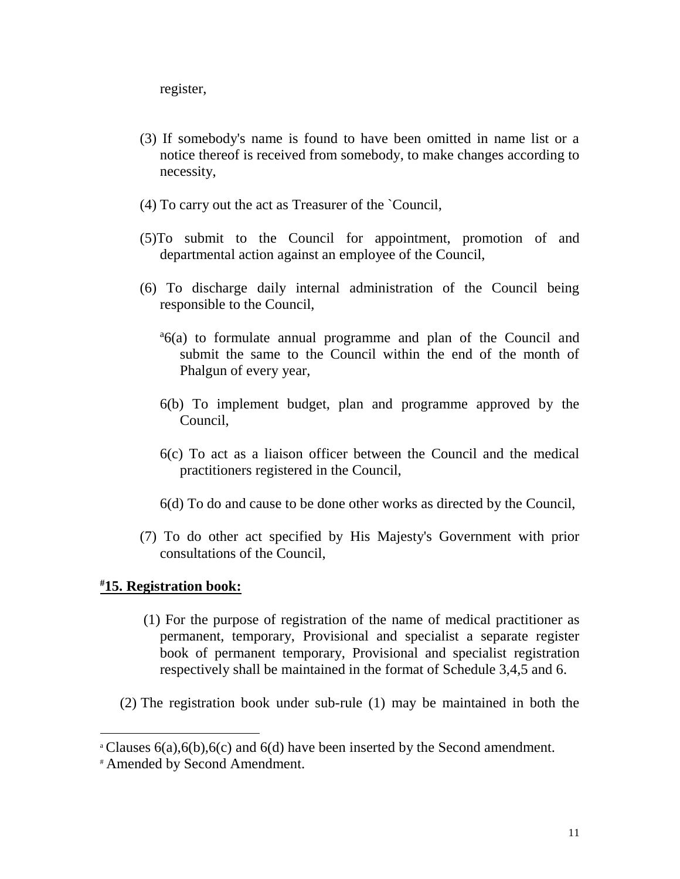register,

(3) If somebody's name is found to have been omitted in name list or a notice thereof is received from somebody, to make changes according to necessity,

(4) To carry out the act as Treasurer of the `Council,

(5)To submit to the Council for appointment, promotion of and departmental action against an employee of the Council,

(6) To discharge daily internal administration of the Council being responsible to the Council,

[a]6(a) to formulate annual programme and plan of the Council and submit the same to the Council within the end of the month of Phalgun of every year,

6(b) To implement budget, plan and programme approved by the Council,

6(c) To act as a liaison officer between the Council and the medical practitioners registered in the Council,

6(d) To do and cause to be done other works as directed by the Council,

(7) To do other act specified by His Majesty's Government with prior consultations of the Council,

**[#]15. Registration book:**

(1) For the purpose of registration of the name of medical practitioner as permanent, temporary, Provisional and specialist a separate register book of permanent temporary, Provisional and specialist registration respectively shall be maintained in the format of Schedule 3,4,5 and 6.

(2) The registration book under sub-rule (1) may be maintained in both the

---

[a] Clauses 6(a),6(b),6(c) and 6(d) have been inserted by the Second amendment.

[#] Amended by Second Amendment.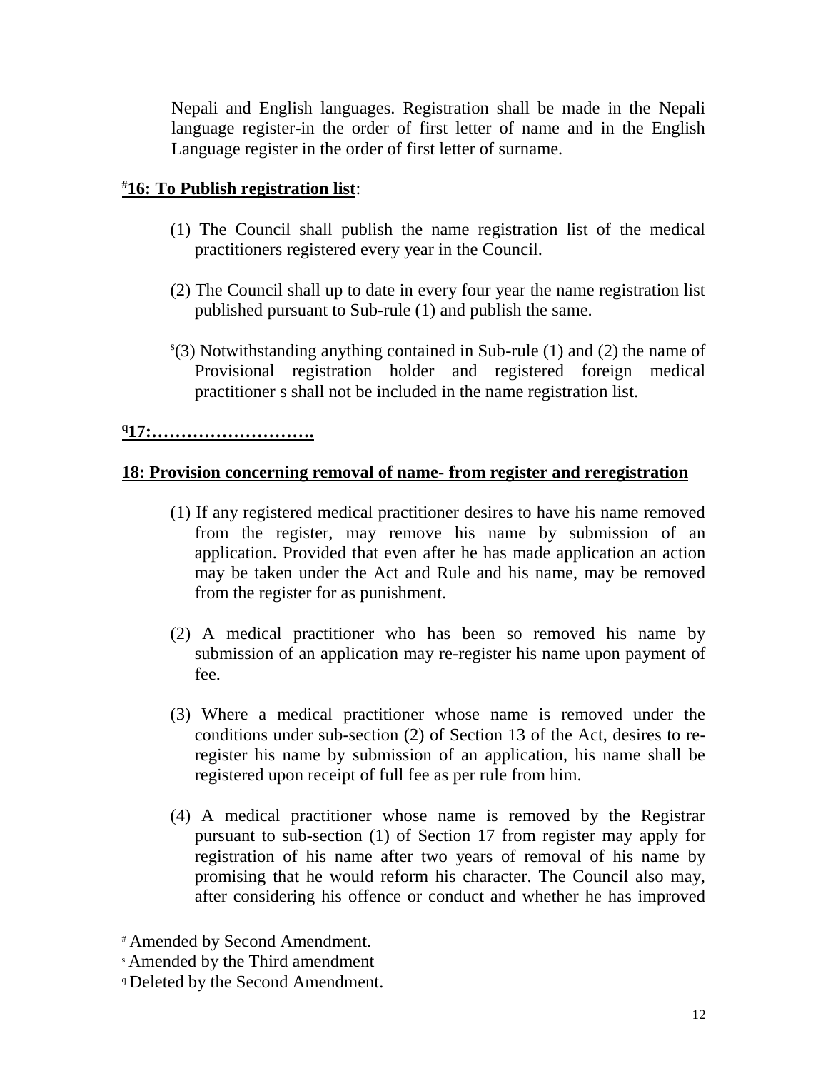Nepali and English languages. Registration shall be made in the Nepali language register-in the order of first letter of name and in the English Language register in the order of first letter of surname.

**[#]16: To Publish registration list**:

(1) The Council shall publish the name registration list of the medical practitioners registered every year in the Council.

(2) The Council shall up to date in every four year the name registration list published pursuant to Sub-rule (1) and publish the same.

[s](3) Notwithstanding anything contained in Sub-rule (1) and (2) the name of Provisional registration holder and registered foreign medical practitioner s shall not be included in the name registration list.

**[q]17:……………………….**

**18: Provision concerning removal of name- from register and reregistration**

(1) If any registered medical practitioner desires to have his name removed from the register, may remove his name by submission of an application. Provided that even after he has made application an action may be taken under the Act and Rule and his name, may be removed from the register for as punishment.

(2) A medical practitioner who has been so removed his name by submission of an application may re-register his name upon payment of fee.

(3) Where a medical practitioner whose name is removed under the conditions under sub-section (2) of Section 13 of the Act, desires to re-register his name by submission of an application, his name shall be registered upon receipt of full fee as per rule from him.

(4) A medical practitioner whose name is removed by the Registrar pursuant to sub-section (1) of Section 17 from register may apply for registration of his name after two years of removal of his name by promising that he would reform his character. The Council also may, after considering his offence or conduct and whether he has improved

---

[#] Amended by Second Amendment.

[s] Amended by the Third amendment

[q] Deleted by the Second Amendment.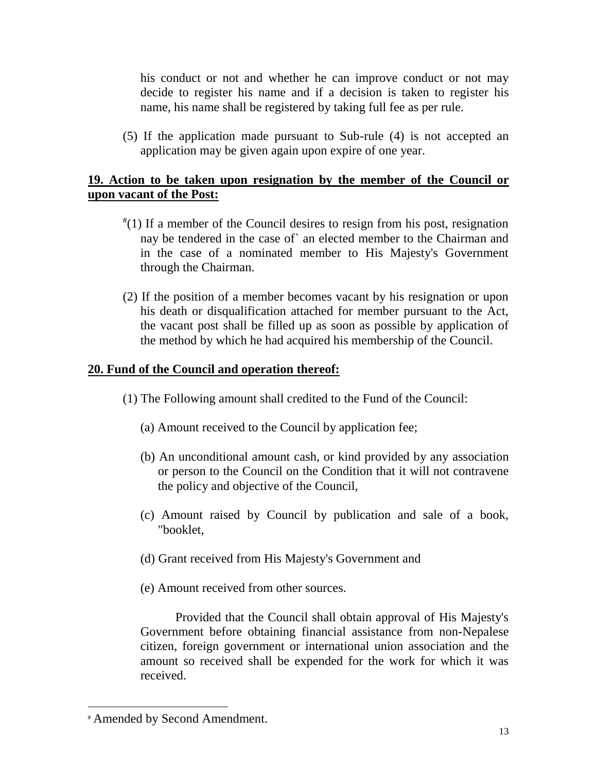his conduct or not and whether he can improve conduct or not may decide to register his name and if a decision is taken to register his name, his name shall be registered by taking full fee as per rule.

(5) If the application made pursuant to Sub-rule (4) is not accepted an application may be given again upon expire of one year.

**19. Action to be taken upon resignation by the member of the Council or upon vacant of the Post:**

[#](1) If a member of the Council desires to resign from his post, resignation nay be tendered in the case of` an elected member to the Chairman and in the case of a nominated member to His Majesty's Government through the Chairman.

(2) If the position of a member becomes vacant by his resignation or upon his death or disqualification attached for member pursuant to the Act, the vacant post shall be filled up as soon as possible by application of the method by which he had acquired his membership of the Council.

**20. Fund of the Council and operation thereof:**

(1) The Following amount shall credited to the Fund of the Council:

(a) Amount received to the Council by application fee;

(b) An unconditional amount cash, or kind provided by any association or person to the Council on the Condition that it will not contravene the policy and objective of the Council,

(c) Amount raised by Council by publication and sale of a book, "booklet,

(d) Grant received from His Majesty's Government and

(e) Amount received from other sources.

Provided that the Council shall obtain approval of His Majesty's Government before obtaining financial assistance from non-Nepalese citizen, foreign government or international union association and the amount so received shall be expended for the work for which it was received.

[#] Amended by Second Amendment.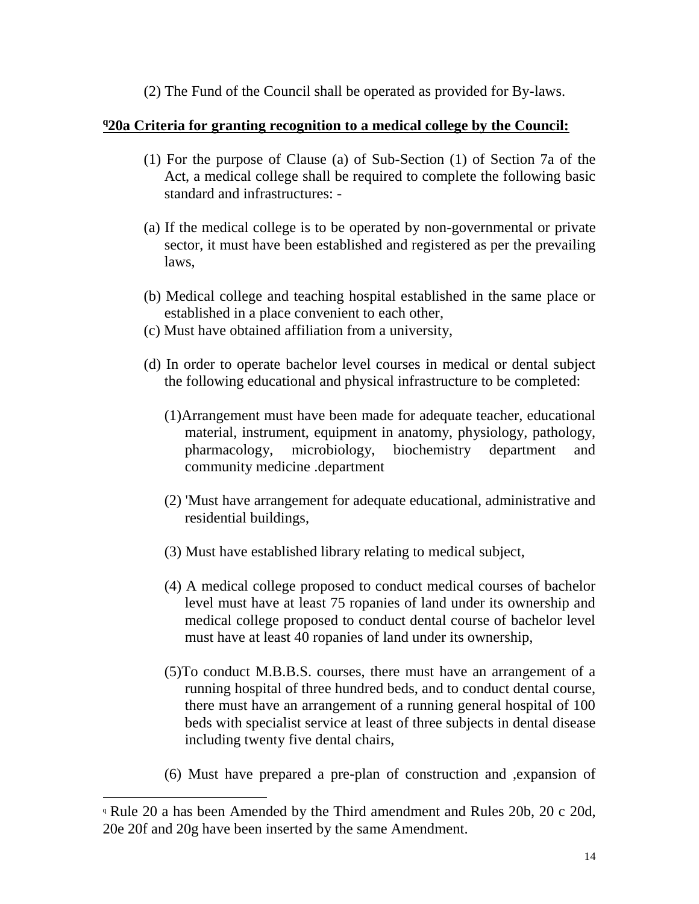(2) The Fund of the Council shall be operated as provided for By-laws.

**[q]20a Criteria for granting recognition to a medical college by the Council:**

(1) For the purpose of Clause (a) of Sub-Section (1) of Section 7a of the Act, a medical college shall be required to complete the following basic standard and infrastructures: -

(a) If the medical college is to be operated by non-governmental or private sector, it must have been established and registered as per the prevailing laws,

(b) Medical college and teaching hospital established in the same place or established in a place convenient to each other,

(c) Must have obtained affiliation from a university,

(d) In order to operate bachelor level courses in medical or dental subject the following educational and physical infrastructure to be completed:

(1)Arrangement must have been made for adequate teacher, educational material, instrument, equipment in anatomy, physiology, pathology, pharmacology, microbiology, biochemistry department and community medicine .department

(2) 'Must have arrangement for adequate educational, administrative and residential buildings,

(3) Must have established library relating to medical subject,

(4) A medical college proposed to conduct medical courses of bachelor level must have at least 75 ropanies of land under its ownership and medical college proposed to conduct dental course of bachelor level must have at least 40 ropanies of land under its ownership,

(5)To conduct M.B.B.S. courses, there must have an arrangement of a running hospital of three hundred beds, and to conduct dental course, there must have an arrangement of a running general hospital of 100 beds with specialist service at least of three subjects in dental disease including twenty five dental chairs,

(6) Must have prepared a pre-plan of construction and ,expansion of

---

[q] Rule 20 a has been Amended by the Third amendment and Rules 20b, 20 c 20d, 20e 20f and 20g have been inserted by the same Amendment.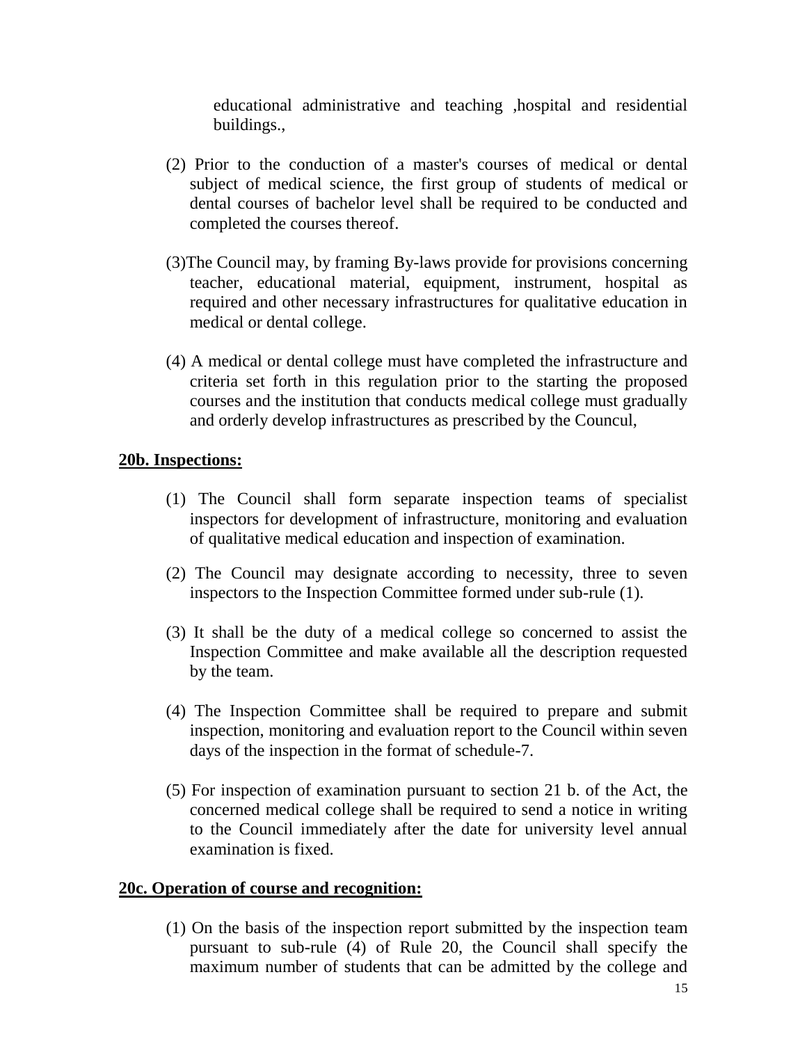educational administrative and teaching ,hospital and residential buildings.,

(2) Prior to the conduction of a master's courses of medical or dental subject of medical science, the first group of students of medical or dental courses of bachelor level shall be required to be conducted and completed the courses thereof.

(3)The Council may, by framing By-laws provide for provisions concerning teacher, educational material, equipment, instrument, hospital as required and other necessary infrastructures for qualitative education in medical or dental college.

(4) A medical or dental college must have completed the infrastructure and criteria set forth in this regulation prior to the starting the proposed courses and the institution that conducts medical college must gradually and orderly develop infrastructures as prescribed by the Councul,

**20b. Inspections:**

(1) The Council shall form separate inspection teams of specialist inspectors for development of infrastructure, monitoring and evaluation of qualitative medical education and inspection of examination.

(2) The Council may designate according to necessity, three to seven inspectors to the Inspection Committee formed under sub-rule (1).

(3) It shall be the duty of a medical college so concerned to assist the Inspection Committee and make available all the description requested by the team.

(4) The Inspection Committee shall be required to prepare and submit inspection, monitoring and evaluation report to the Council within seven days of the inspection in the format of schedule-7.

(5) For inspection of examination pursuant to section 21 b. of the Act, the concerned medical college shall be required to send a notice in writing to the Council immediately after the date for university level annual examination is fixed.

**20c. Operation of course and recognition:**

(1) On the basis of the inspection report submitted by the inspection team pursuant to sub-rule (4) of Rule 20, the Council shall specify the maximum number of students that can be admitted by the college and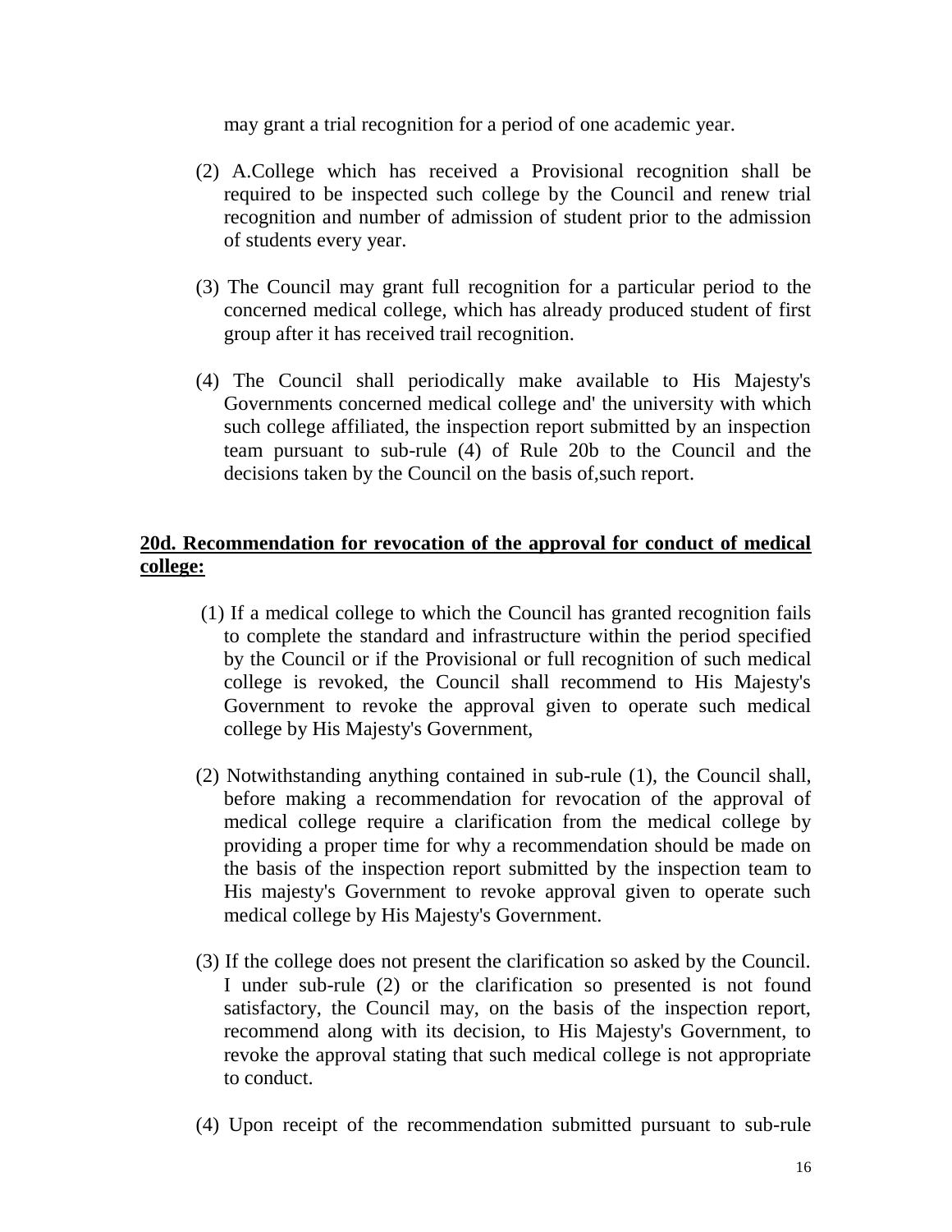may grant a trial recognition for a period of one academic year.

(2) A.College which has received a Provisional recognition shall be required to be inspected such college by the Council and renew trial recognition and number of admission of student prior to the admission of students every year.

(3) The Council may grant full recognition for a particular period to the concerned medical college, which has already produced student of first group after it has received trail recognition.

(4) The Council shall periodically make available to His Majesty's Governments concerned medical college and' the university with which such college affiliated, the inspection report submitted by an inspection team pursuant to sub-rule (4) of Rule 20b to the Council and the decisions taken by the Council on the basis of,such report.

**20d. Recommendation for revocation of the approval for conduct of medical college:**

(1) If a medical college to which the Council has granted recognition fails to complete the standard and infrastructure within the period specified by the Council or if the Provisional or full recognition of such medical college is revoked, the Council shall recommend to His Majesty's Government to revoke the approval given to operate such medical college by His Majesty's Government,

(2) Notwithstanding anything contained in sub-rule (1), the Council shall, before making a recommendation for revocation of the approval of medical college require a clarification from the medical college by providing a proper time for why a recommendation should be made on the basis of the inspection report submitted by the inspection team to His majesty's Government to revoke approval given to operate such medical college by His Majesty's Government.

(3) If the college does not present the clarification so asked by the Council. I under sub-rule (2) or the clarification so presented is not found satisfactory, the Council may, on the basis of the inspection report, recommend along with its decision, to His Majesty's Government, to revoke the approval stating that such medical college is not appropriate to conduct.

(4) Upon receipt of the recommendation submitted pursuant to sub-rule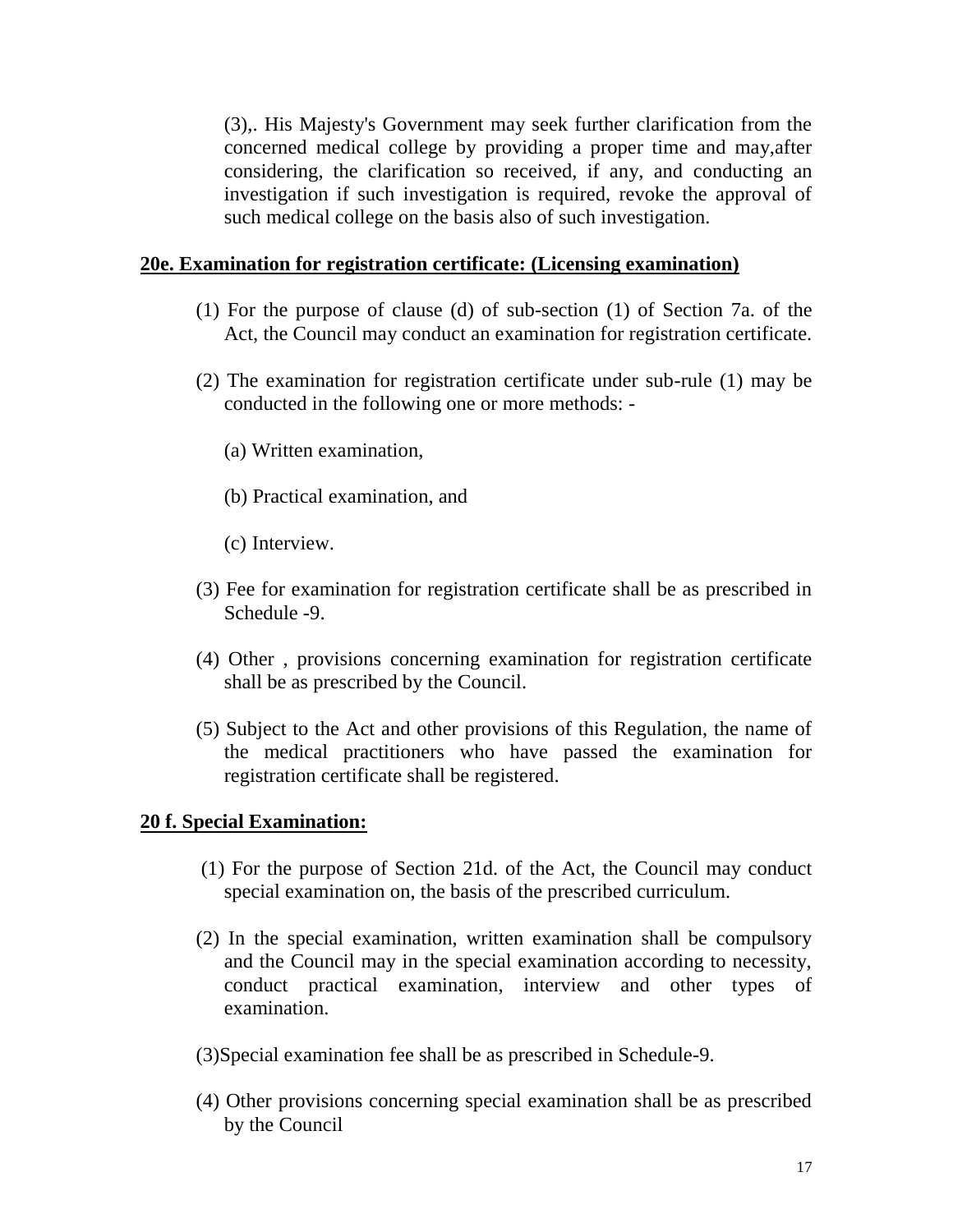(3),. His Majesty's Government may seek further clarification from the concerned medical college by providing a proper time and may,after considering, the clarification so received, if any, and conducting an investigation if such investigation is required, revoke the approval of such medical college on the basis also of such investigation.

**20e. Examination for registration certificate: (Licensing examination)**

(1) For the purpose of clause (d) of sub-section (1) of Section 7a. of the Act, the Council may conduct an examination for registration certificate.

(2) The examination for registration certificate under sub-rule (1) may be conducted in the following one or more methods: -

(a) Written examination,

(b) Practical examination, and

(c) Interview.

(3) Fee for examination for registration certificate shall be as prescribed in Schedule -9.

(4) Other , provisions concerning examination for registration certificate shall be as prescribed by the Council.

(5) Subject to the Act and other provisions of this Regulation, the name of the medical practitioners who have passed the examination for registration certificate shall be registered.

**20 f. Special Examination:**

(1) For the purpose of Section 21d. of the Act, the Council may conduct special examination on, the basis of the prescribed curriculum.

(2) In the special examination, written examination shall be compulsory and the Council may in the special examination according to necessity, conduct practical examination, interview and other types of examination.

(3)Special examination fee shall be as prescribed in Schedule-9.

(4) Other provisions concerning special examination shall be as prescribed by the Council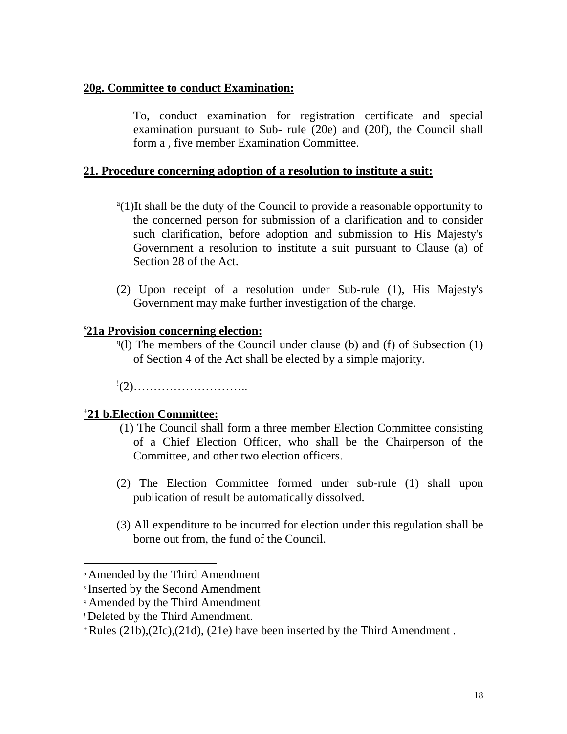**20g. Committee to conduct Examination:**

To, conduct examination for registration certificate and special examination pursuant to Sub- rule (20e) and (20f), the Council shall form a , five member Examination Committee.

**21. Procedure concerning adoption of a resolution to institute a suit:**

[a](1)It shall be the duty of the Council to provide a reasonable opportunity to the concerned person for submission of a clarification and to consider such clarification, before adoption and submission to His Majesty's Government a resolution to institute a suit pursuant to Clause (a) of Section 28 of the Act.

(2) Upon receipt of a resolution under Sub-rule (1), His Majesty's Government may make further investigation of the charge.

**[s]21a Provision concerning election:**

[q](l) The members of the Council under clause (b) and (f) of Subsection (1) of Section 4 of the Act shall be elected by a simple majority.

[!](2)………………………..

**[+]21 b.Election Committee:**

(1) The Council shall form a three member Election Committee consisting of a Chief Election Officer, who shall be the Chairperson of the Committee, and other two election officers.

(2) The Election Committee formed under sub-rule (1) shall upon publication of result be automatically dissolved.

(3) All expenditure to be incurred for election under this regulation shall be borne out from, the fund of the Council.

---

[a] Amended by the Third Amendment

[s] Inserted by the Second Amendment

[q] Amended by the Third Amendment

[!] Deleted by the Third Amendment.

[+] Rules (21b),(2Ic),(21d), (21e) have been inserted by the Third Amendment .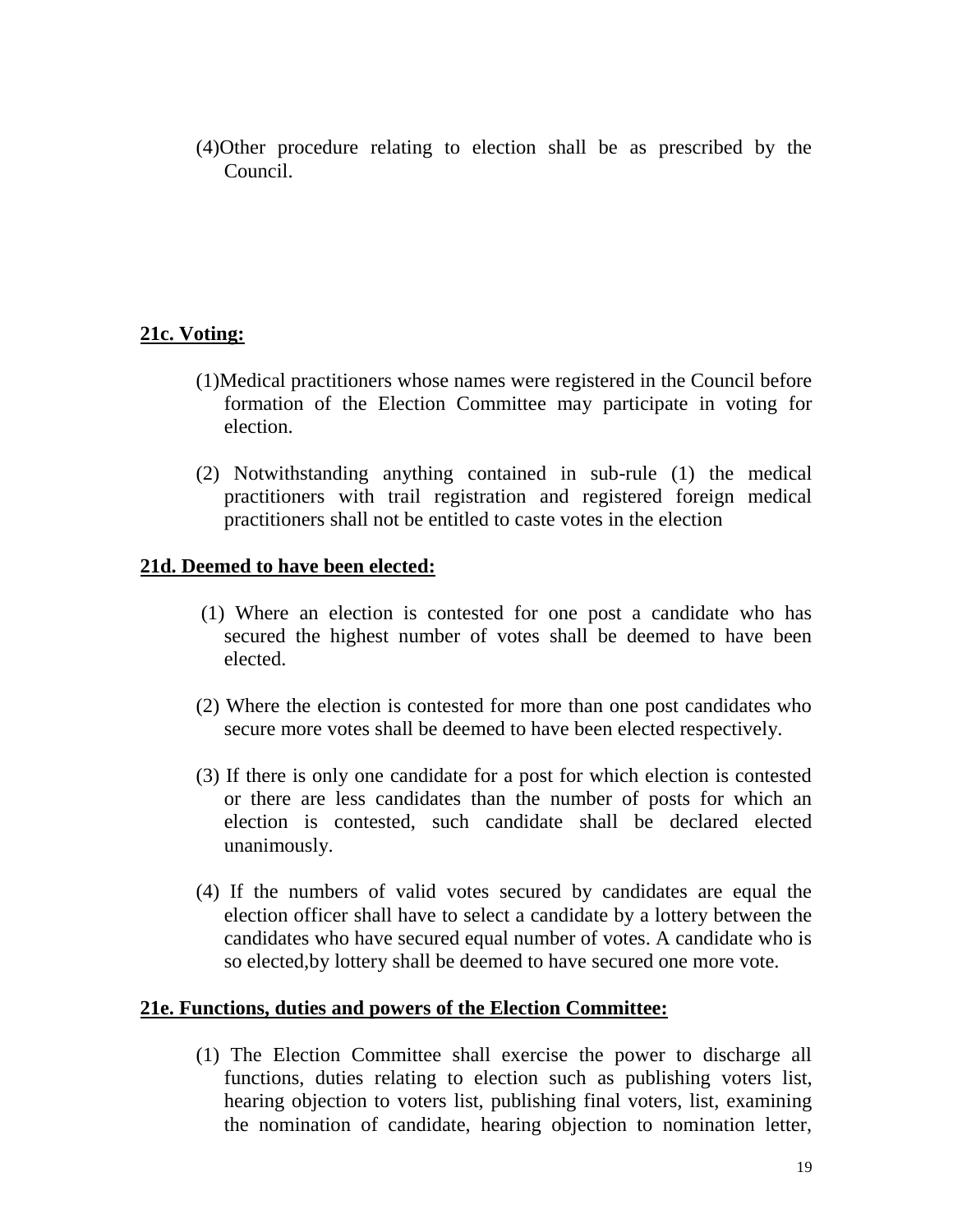(4)Other procedure relating to election shall be as prescribed by the Council.

**21c. Voting:**

(1)Medical practitioners whose names were registered in the Council before formation of the Election Committee may participate in voting for election.

(2) Notwithstanding anything contained in sub-rule (1) the medical practitioners with trail registration and registered foreign medical practitioners shall not be entitled to caste votes in the election

**21d. Deemed to have been elected:**

(1) Where an election is contested for one post a candidate who has secured the highest number of votes shall be deemed to have been elected.

(2) Where the election is contested for more than one post candidates who secure more votes shall be deemed to have been elected respectively.

(3) If there is only one candidate for a post for which election is contested or there are less candidates than the number of posts for which an election is contested, such candidate shall be declared elected unanimously.

(4) If the numbers of valid votes secured by candidates are equal the election officer shall have to select a candidate by a lottery between the candidates who have secured equal number of votes. A candidate who is so elected,by lottery shall be deemed to have secured one more vote.

**21e. Functions, duties and powers of the Election Committee:**

(1) The Election Committee shall exercise the power to discharge all functions, duties relating to election such as publishing voters list, hearing objection to voters list, publishing final voters, list, examining the nomination of candidate, hearing objection to nomination letter,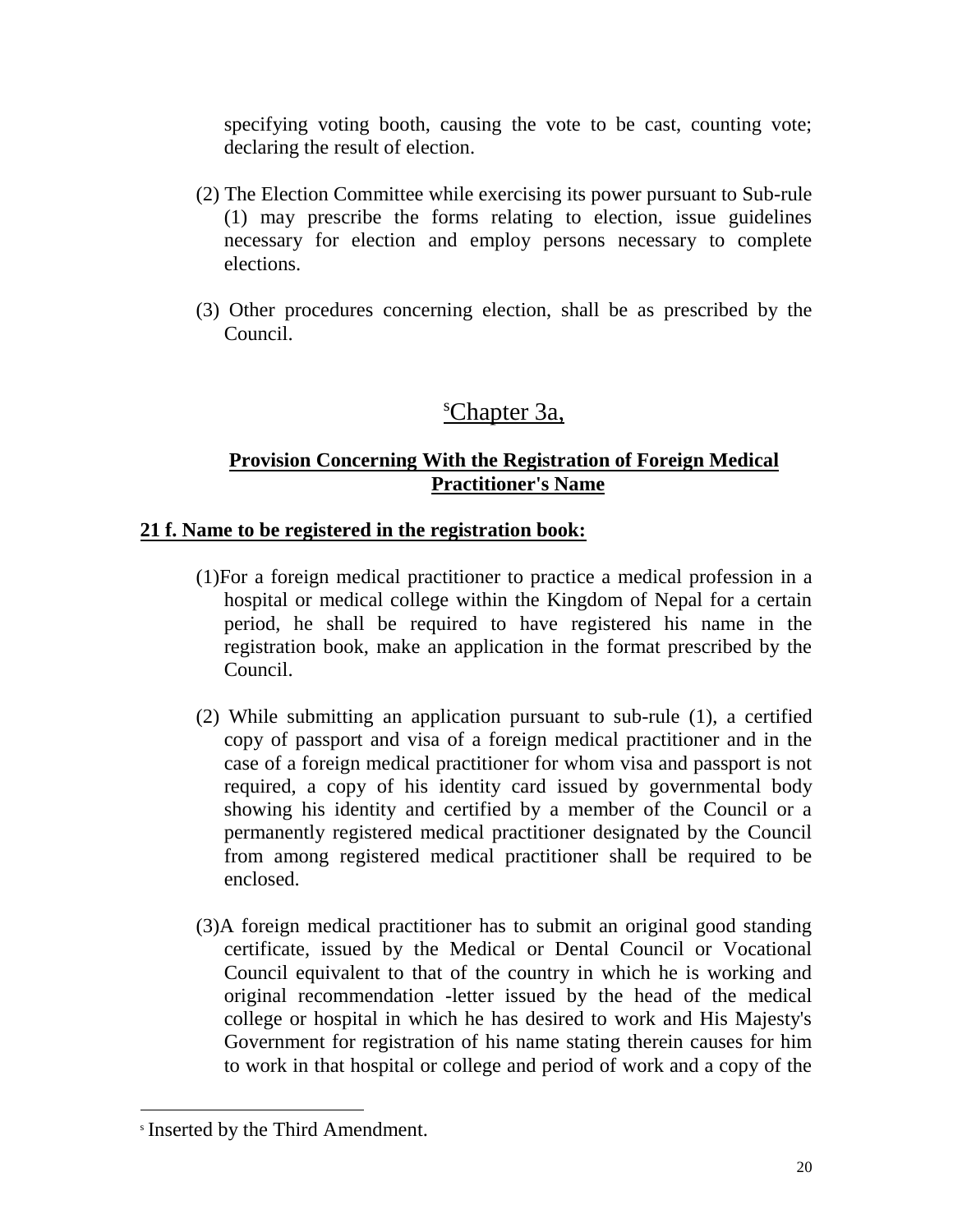specifying voting booth, causing the vote to be cast, counting vote; declaring the result of election.

(2) The Election Committee while exercising its power pursuant to Sub-rule (1) may prescribe the forms relating to election, issue guidelines necessary for election and employ persons necessary to complete elections.

(3) Other procedures concerning election, shall be as prescribed by the Council.

## [s]Chapter 3a,

### Provision Concerning With the Registration of Foreign Medical Practitioner's Name

**21 f. Name to be registered in the registration book:**

(1)For a foreign medical practitioner to practice a medical profession in a hospital or medical college within the Kingdom of Nepal for a certain period, he shall be required to have registered his name in the registration book, make an application in the format prescribed by the Council.

(2) While submitting an application pursuant to sub-rule (1), a certified copy of passport and visa of a foreign medical practitioner and in the case of a foreign medical practitioner for whom visa and passport is not required, a copy of his identity card issued by governmental body showing his identity and certified by a member of the Council or a permanently registered medical practitioner designated by the Council from among registered medical practitioner shall be required to be enclosed.

(3)A foreign medical practitioner has to submit an original good standing certificate, issued by the Medical or Dental Council or Vocational Council equivalent to that of the country in which he is working and original recommendation -letter issued by the head of the medical college or hospital in which he has desired to work and His Majesty's Government for registration of his name stating therein causes for him to work in that hospital or college and period of work and a copy of the

---

[s] Inserted by the Third Amendment.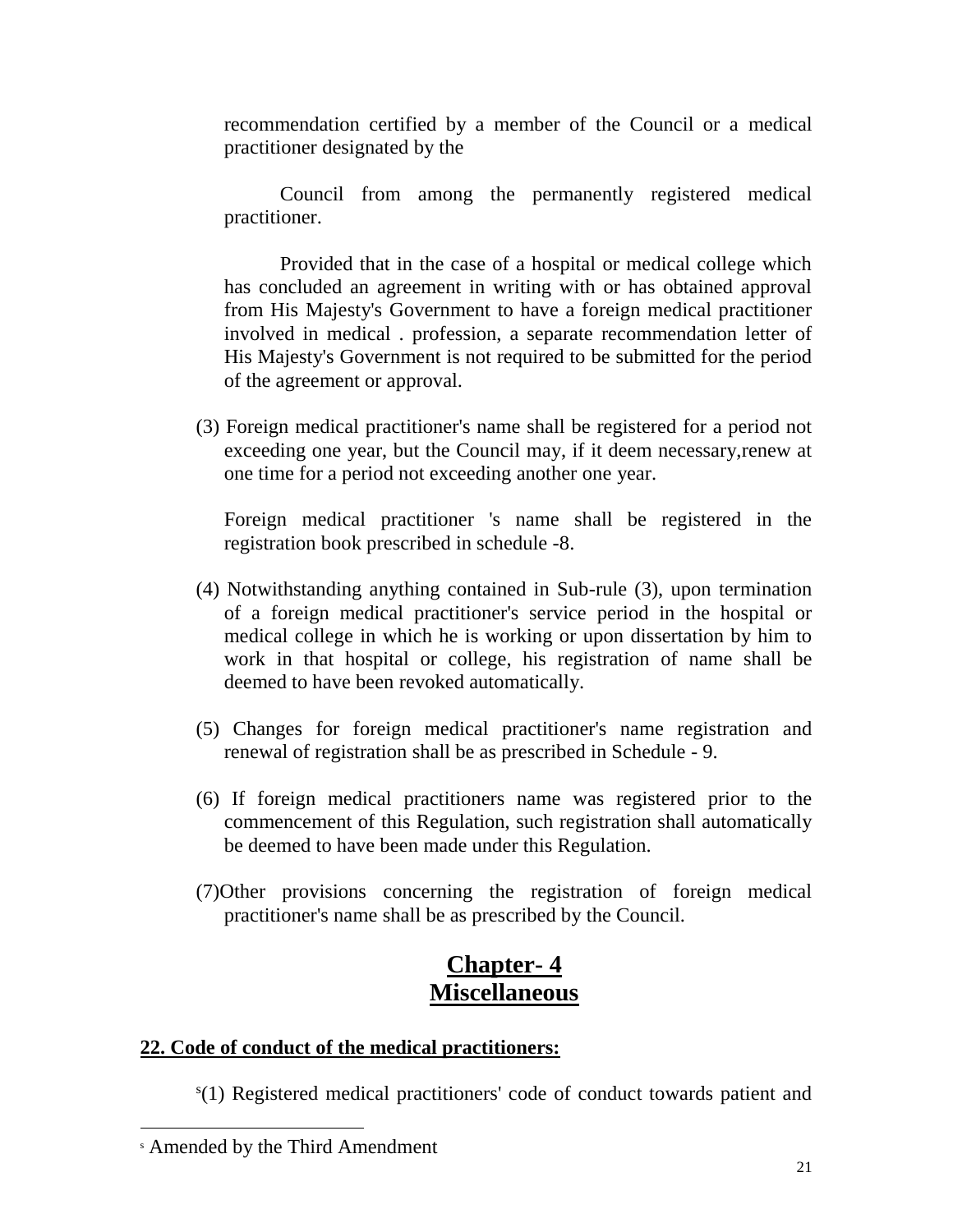recommendation certified by a member of the Council or a medical practitioner designated by the

Council from among the permanently registered medical practitioner.

Provided that in the case of a hospital or medical college which has concluded an agreement in writing with or has obtained approval from His Majesty's Government to have a foreign medical practitioner involved in medical . profession, a separate recommendation letter of His Majesty's Government is not required to be submitted for the period of the agreement or approval.

(3) Foreign medical practitioner's name shall be registered for a period not exceeding one year, but the Council may, if it deem necessary,renew at one time for a period not exceeding another one year.

Foreign medical practitioner 's name shall be registered in the registration book prescribed in schedule -8.

(4) Notwithstanding anything contained in Sub-rule (3), upon termination of a foreign medical practitioner's service period in the hospital or medical college in which he is working or upon dissertation by him to work in that hospital or college, his registration of name shall be deemed to have been revoked automatically.

(5) Changes for foreign medical practitioner's name registration and renewal of registration shall be as prescribed in Schedule - 9.

(6) If foreign medical practitioners name was registered prior to the commencement of this Regulation, such registration shall automatically be deemed to have been made under this Regulation.

(7)Other provisions concerning the registration of foreign medical practitioner's name shall be as prescribed by the Council.

## Chapter- 4
## Miscellaneous

### 22. Code of conduct of the medical practitioners:

[s](1) Registered medical practitioners' code of conduct towards patient and

---

[s] Amended by the Third Amendment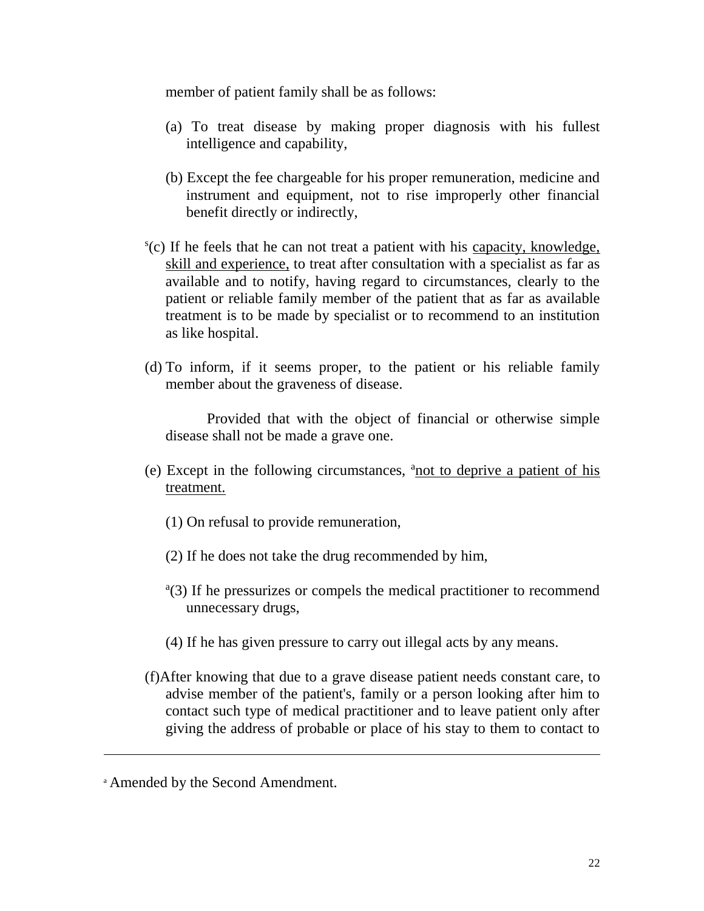member of patient family shall be as follows:

(a) To treat disease by making proper diagnosis with his fullest intelligence and capability,

(b) Except the fee chargeable for his proper remuneration, medicine and instrument and equipment, not to rise improperly other financial benefit directly or indirectly,

[s](c) If he feels that he can not treat a patient with his capacity, knowledge, skill and experience, to treat after consultation with a specialist as far as available and to notify, having regard to circumstances, clearly to the patient or reliable family member of the patient that as far as available treatment is to be made by specialist or to recommend to an institution as like hospital.

(d) To inform, if it seems proper, to the patient or his reliable family member about the graveness of disease.

Provided that with the object of financial or otherwise simple disease shall not be made a grave one.

(e) Except in the following circumstances, [a]not to deprive a patient of his treatment.

(1) On refusal to provide remuneration,

(2) If he does not take the drug recommended by him,

[a](3) If he pressurizes or compels the medical practitioner to recommend unnecessary drugs,

(4) If he has given pressure to carry out illegal acts by any means.

(f) After knowing that due to a grave disease patient needs constant care, to advise member of the patient's, family or a person looking after him to contact such type of medical practitioner and to leave patient only after giving the address of probable or place of his stay to them to contact to

---

[a] Amended by the Second Amendment.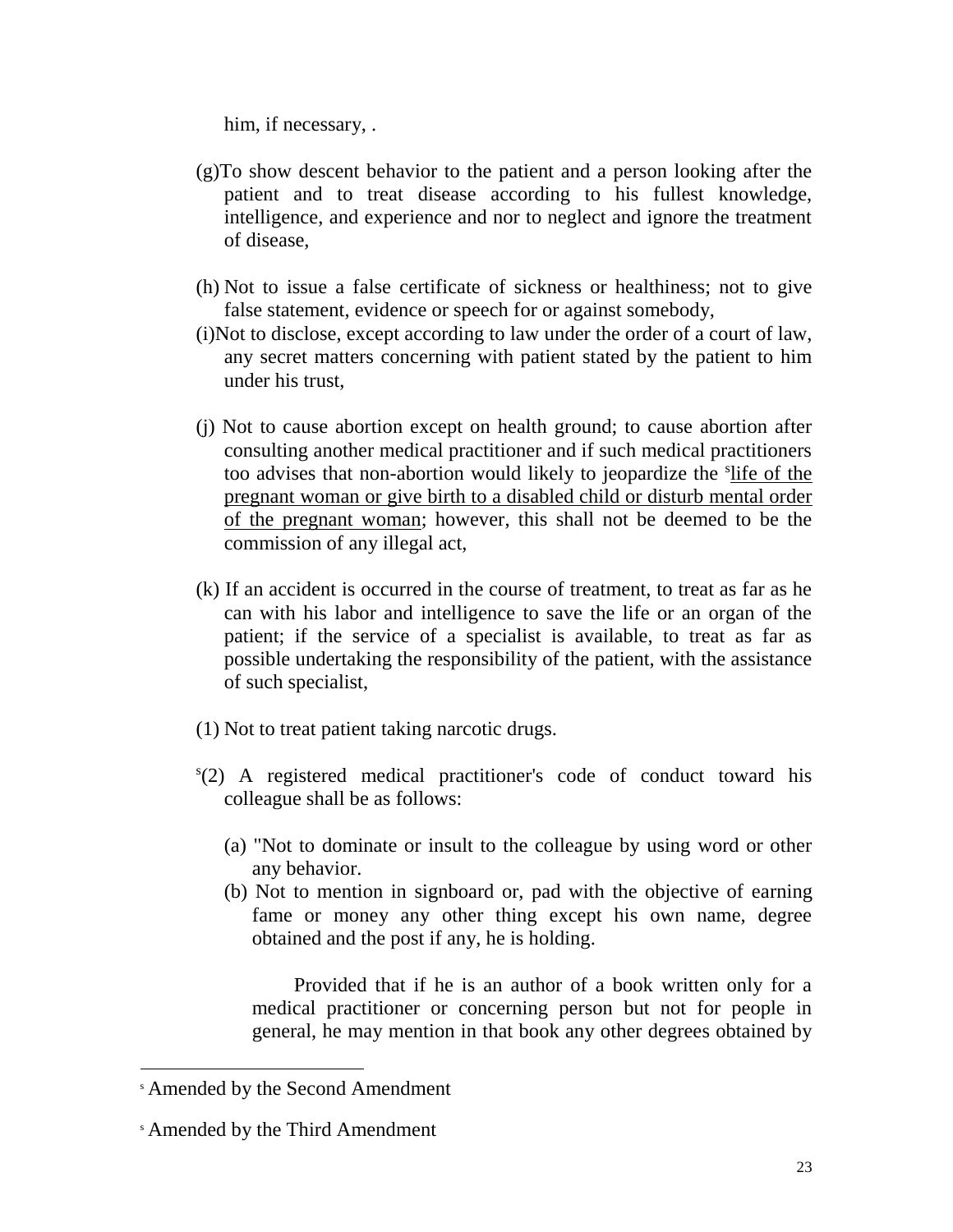him, if necessary, .

(g)To show descent behavior to the patient and a person looking after the patient and to treat disease according to his fullest knowledge, intelligence, and experience and nor to neglect and ignore the treatment of disease,

(h) Not to issue a false certificate of sickness or healthiness; not to give false statement, evidence or speech for or against somebody,

(i)Not to disclose, except according to law under the order of a court of law, any secret matters concerning with patient stated by the patient to him under his trust,

(j) Not to cause abortion except on health ground; to cause abortion after consulting another medical practitioner and if such medical practitioners too advises that non-abortion would likely to jeopardize the [s]<u>life of the pregnant woman or give birth to a disabled child or disturb mental order of the pregnant woman</u>; however, this shall not be deemed to be the commission of any illegal act,

(k) If an accident is occurred in the course of treatment, to treat as far as he can with his labor and intelligence to save the life or an organ of the patient; if the service of a specialist is available, to treat as far as possible undertaking the responsibility of the patient, with the assistance of such specialist,

(1) Not to treat patient taking narcotic drugs.

[s](2) A registered medical practitioner's code of conduct toward his colleague shall be as follows:

(a) "Not to dominate or insult to the colleague by using word or other any behavior.

(b) Not to mention in signboard or, pad with the objective of earning fame or money any other thing except his own name, degree obtained and the post if any, he is holding.

Provided that if he is an author of a book written only for a medical practitioner or concerning person but not for people in general, he may mention in that book any other degrees obtained by

---

[s] Amended by the Second Amendment

[s] Amended by the Third Amendment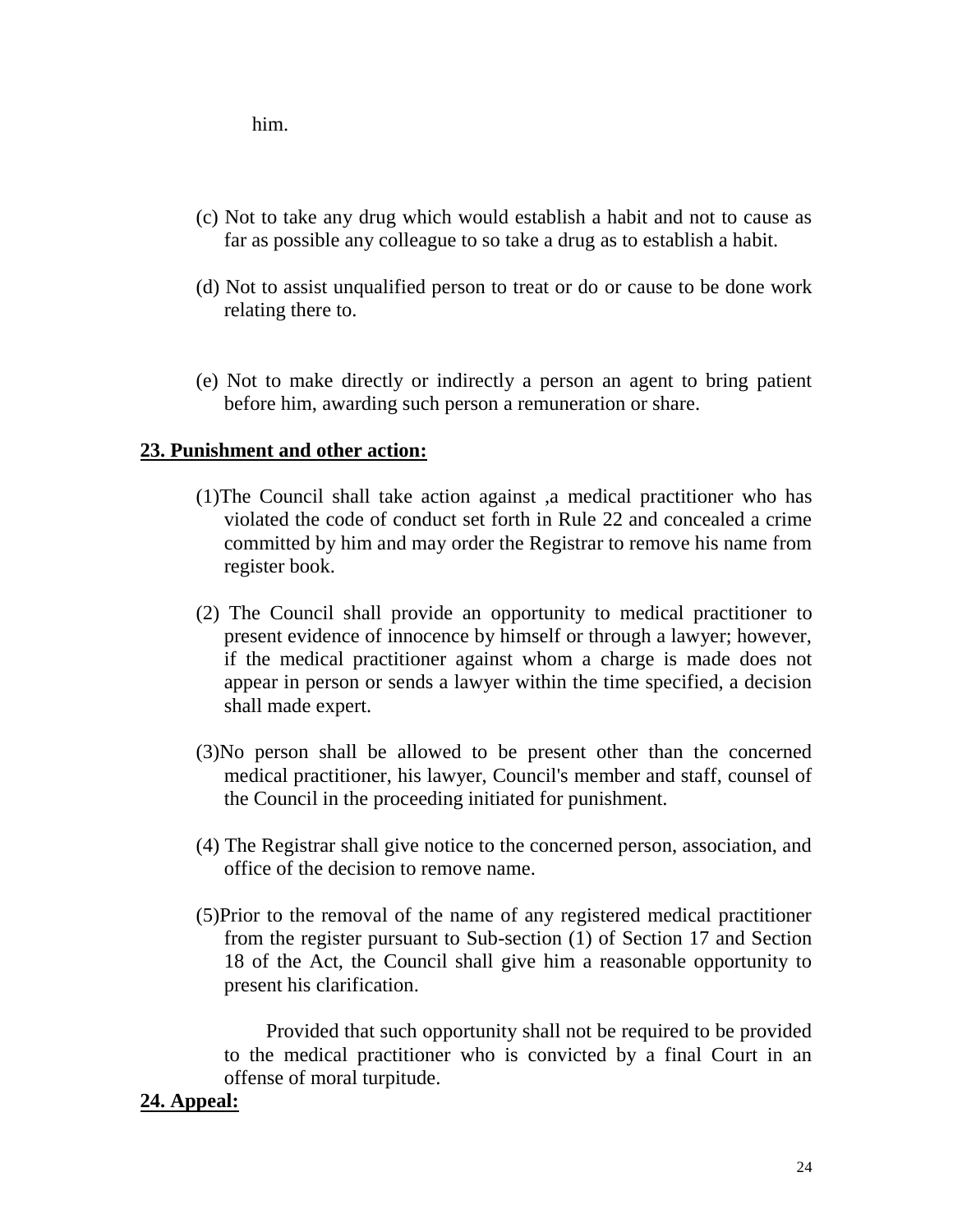him.

(c) Not to take any drug which would establish a habit and not to cause as far as possible any colleague to so take a drug as to establish a habit.

(d) Not to assist unqualified person to treat or do or cause to be done work relating there to.

(e) Not to make directly or indirectly a person an agent to bring patient before him, awarding such person a remuneration or share.

**23. Punishment and other action:**

(1)The Council shall take action against ,a medical practitioner who has violated the code of conduct set forth in Rule 22 and concealed a crime committed by him and may order the Registrar to remove his name from register book.

(2) The Council shall provide an opportunity to medical practitioner to present evidence of innocence by himself or through a lawyer; however, if the medical practitioner against whom a charge is made does not appear in person or sends a lawyer within the time specified, a decision shall made expert.

(3)No person shall be allowed to be present other than the concerned medical practitioner, his lawyer, Council's member and staff, counsel of the Council in the proceeding initiated for punishment.

(4) The Registrar shall give notice to the concerned person, association, and office of the decision to remove name.

(5)Prior to the removal of the name of any registered medical practitioner from the register pursuant to Sub-section (1) of Section 17 and Section 18 of the Act, the Council shall give him a reasonable opportunity to present his clarification.

Provided that such opportunity shall not be required to be provided to the medical practitioner who is convicted by a final Court in an offense of moral turpitude.

**24. Appeal:**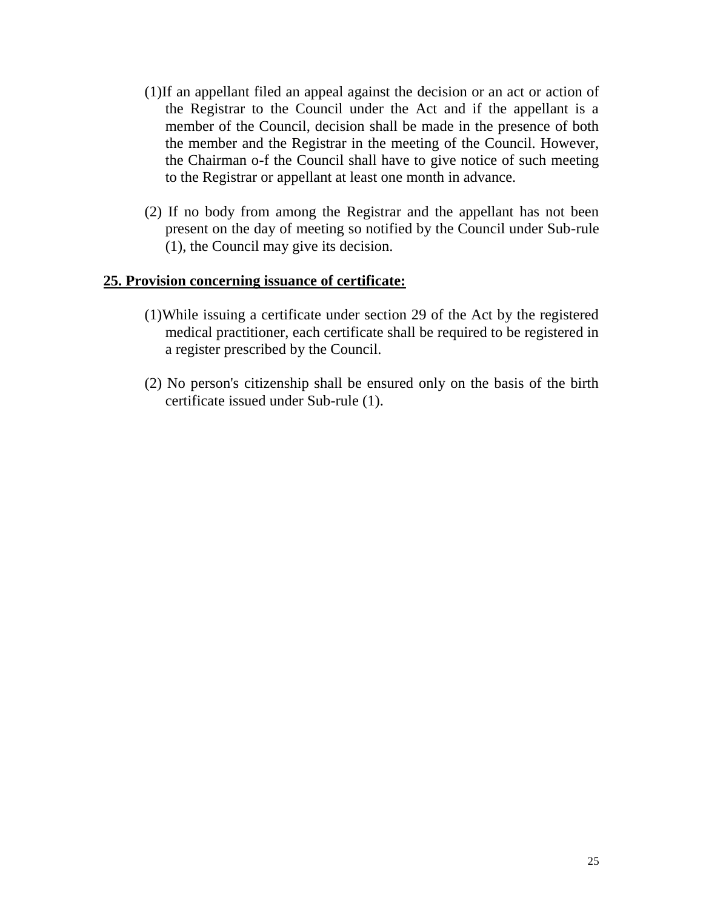(1)If an appellant filed an appeal against the decision or an act or action of the Registrar to the Council under the Act and if the appellant is a member of the Council, decision shall be made in the presence of both the member and the Registrar in the meeting of the Council. However, the Chairman o-f the Council shall have to give notice of such meeting to the Registrar or appellant at least one month in advance.

(2) If no body from among the Registrar and the appellant has not been present on the day of meeting so notified by the Council under Sub-rule (1), the Council may give its decision.

**25. Provision concerning issuance of certificate:**

(1)While issuing a certificate under section 29 of the Act by the registered medical practitioner, each certificate shall be required to be registered in a register prescribed by the Council.

(2) No person's citizenship shall be ensured only on the basis of the birth certificate issued under Sub-rule (1).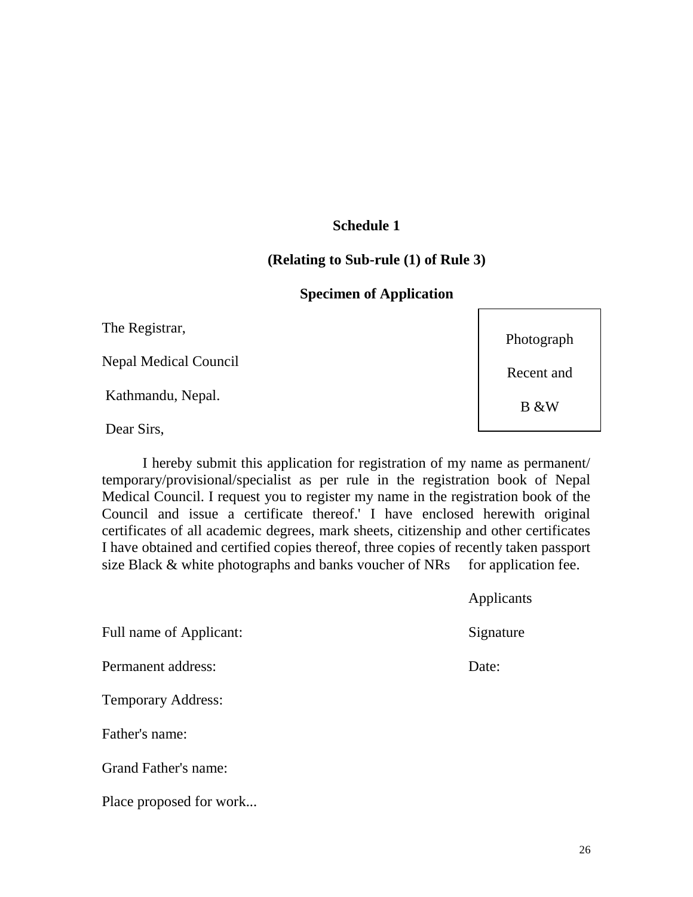**Schedule 1**

**(Relating to Sub-rule (1) of Rule 3)**

**Specimen of Application**

| Photograph Recent and B &W |
|---|

The Registrar,

Nepal Medical Council

Kathmandu, Nepal.

Dear Sirs,

I hereby submit this application for registration of my name as permanent/ temporary/provisional/specialist as per rule in the registration book of Nepal Medical Council. I request you to register my name in the registration book of the Council and issue a certificate thereof.' I have enclosed herewith original certificates of all academic degrees, mark sheets, citizenship and other certificates I have obtained and certified copies thereof, three copies of recently taken passport size Black & white photographs and banks voucher of NRs    for application fee.

Applicants

Signature

Date:

Full name of Applicant:

Permanent address:

Temporary Address:

Father's name:

Grand Father's name:

Place proposed for work...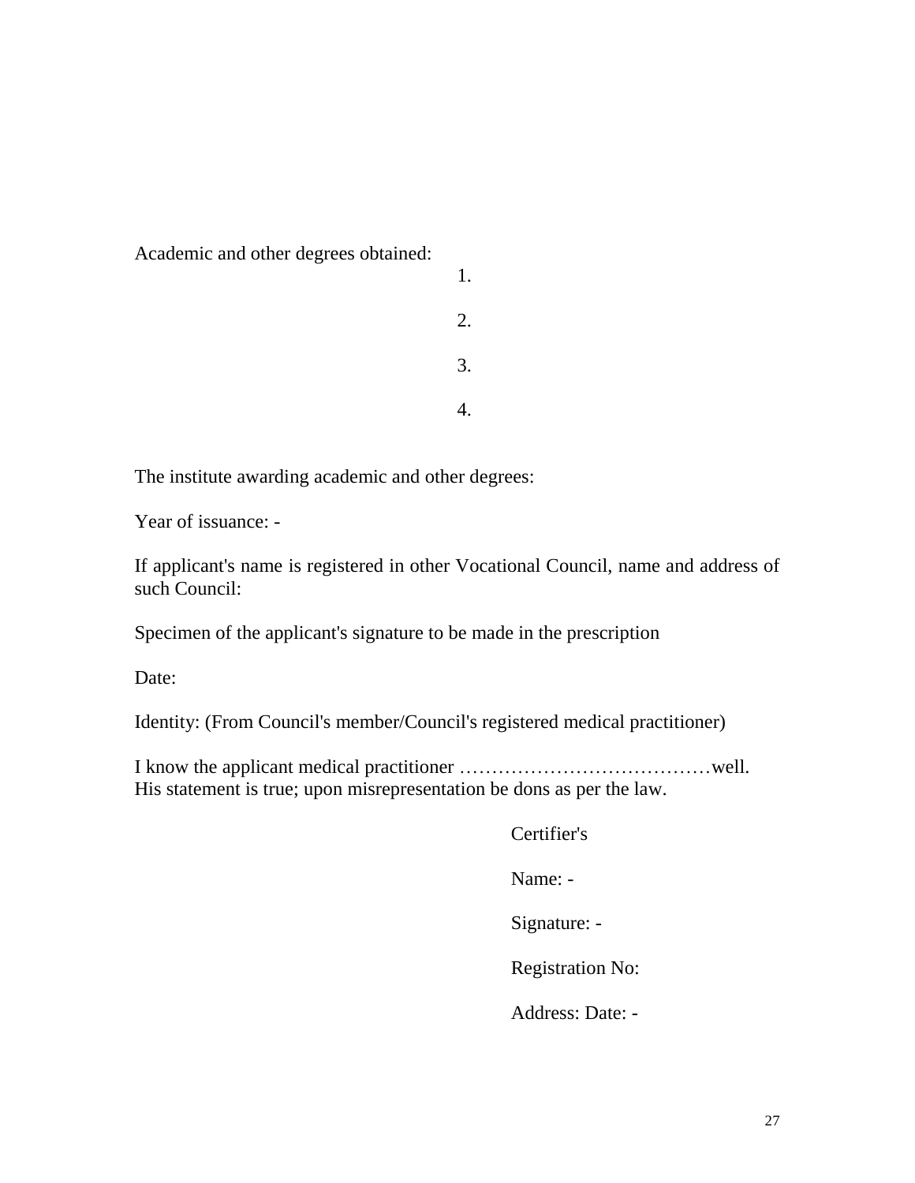Academic and other degrees obtained:

1.
2.
3.
4.

The institute awarding academic and other degrees:

Year of issuance: -

If applicant's name is registered in other Vocational Council, name and address of such Council:

Specimen of the applicant's signature to be made in the prescription

Date:

Identity: (From Council's member/Council's registered medical practitioner)

I know the applicant medical practitioner …………………………………well.
His statement is true; upon misrepresentation be dons as per the law.

Certifier's

Name: -

Signature: -

Registration No:

Address: Date: -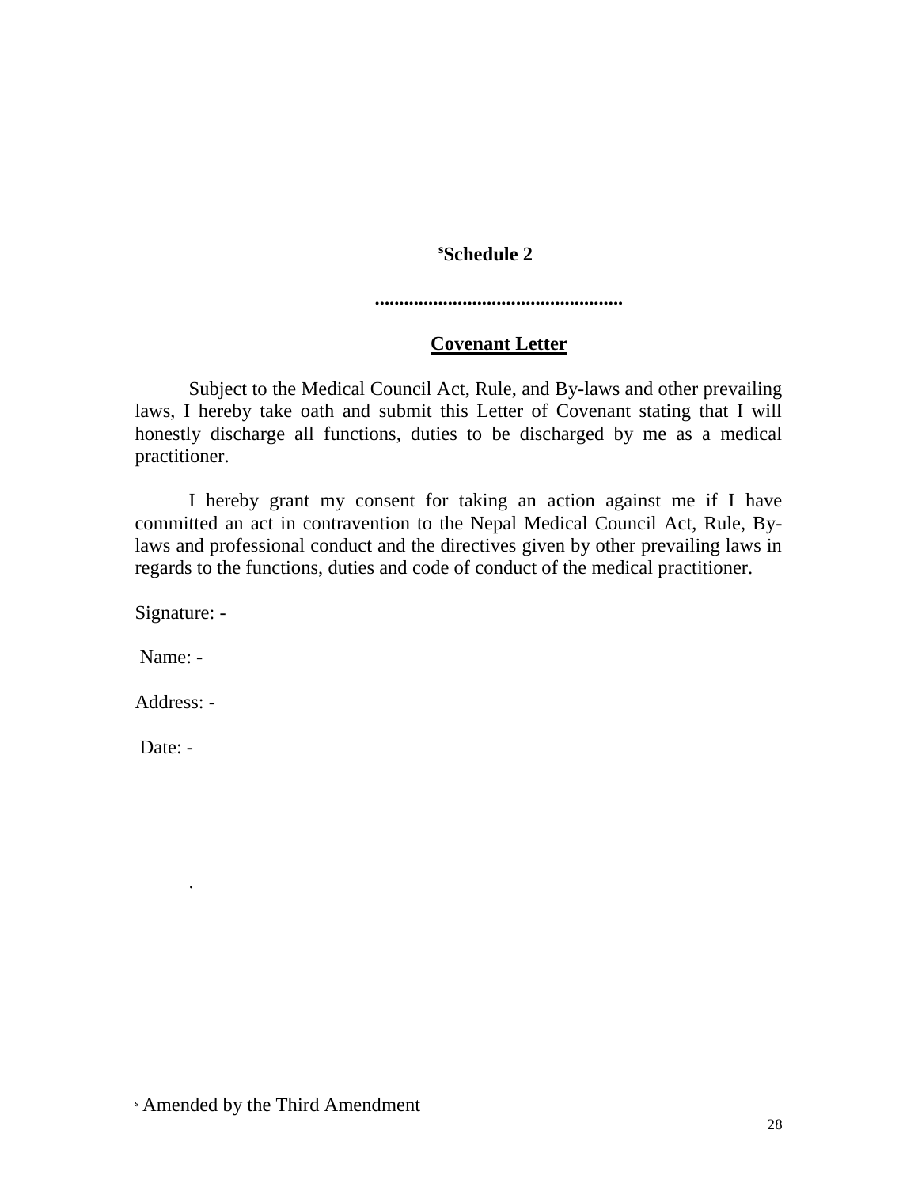## [s]Schedule 2

..................................................

## Covenant Letter

Subject to the Medical Council Act, Rule, and By-laws and other prevailing laws, I hereby take oath and submit this Letter of Covenant stating that I will honestly discharge all functions, duties to be discharged by me as a medical practitioner.

I hereby grant my consent for taking an action against me if I have committed an act in contravention to the Nepal Medical Council Act, Rule, By-laws and professional conduct and the directives given by other prevailing laws in regards to the functions, duties and code of conduct of the medical practitioner.

Signature: -

Name: -

Address: -

Date: -

.

---

[s] Amended by the Third Amendment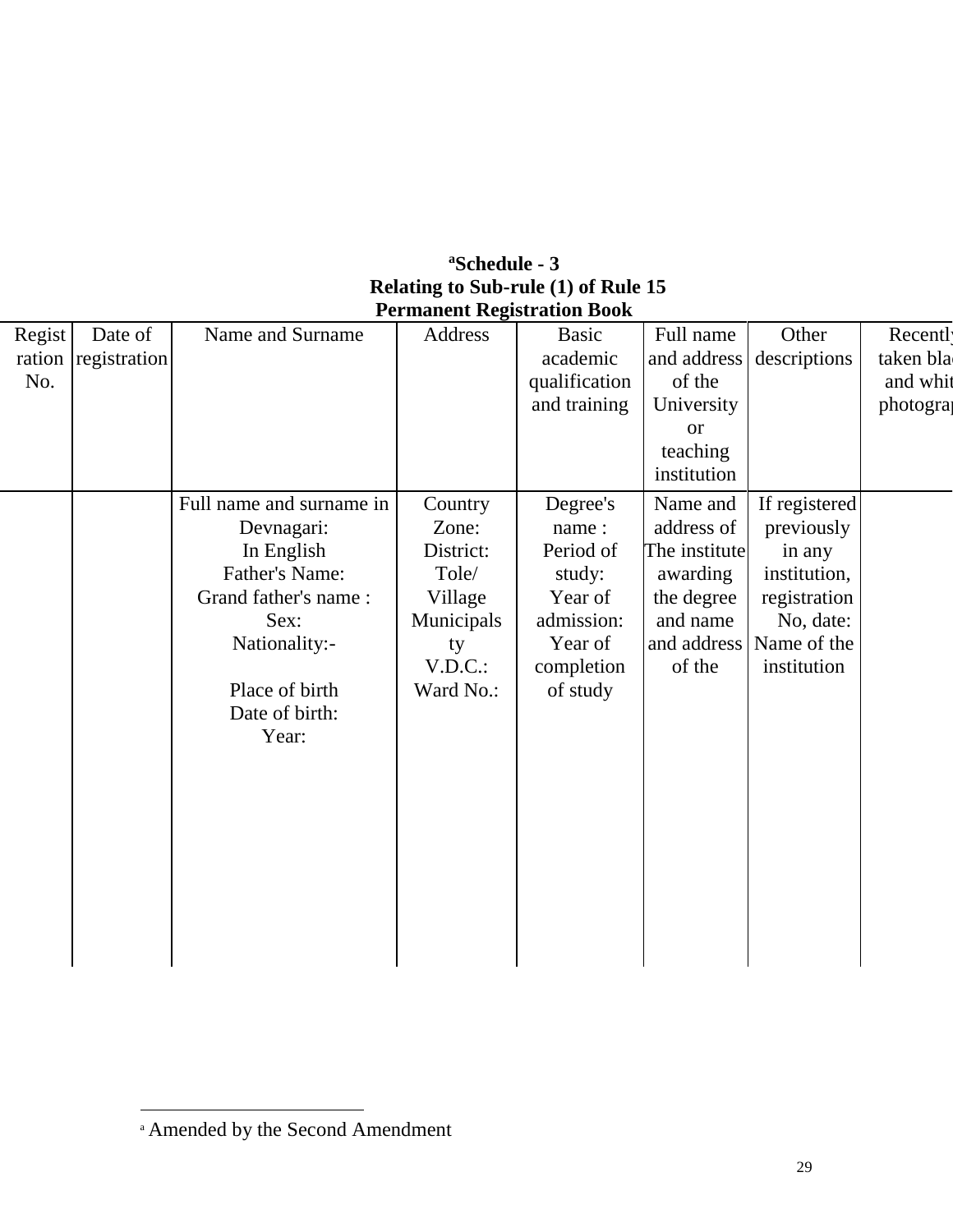**Schedule - 3**[a]
**Relating to Sub-rule (1) of Rule 15**
**Permanent Registration Book**

| Registration No. | Date of registration | Name and Surname | Address | Basic academic qualification and training | Full name and address of the University or teaching institution | Other descriptions | Recently taken black and white photograph |
|---|---|---|---|---|---|---|---|
| | | Full name and surname in Devnagari: In English Father's Name: Grand father's name : Sex: Nationality:- Place of birth Date of birth: Year: | Country Zone: District: Tole/ Village Municipalsty V.D.C.: Ward No.: | Degree's name : Period of study: Year of admission: Year of completion of study | Name and address of The institute awarding the degree and name and address of the | If registered previously in any institution, registration No, date: Name of the institution | |

[a] Amended by the Second Amendment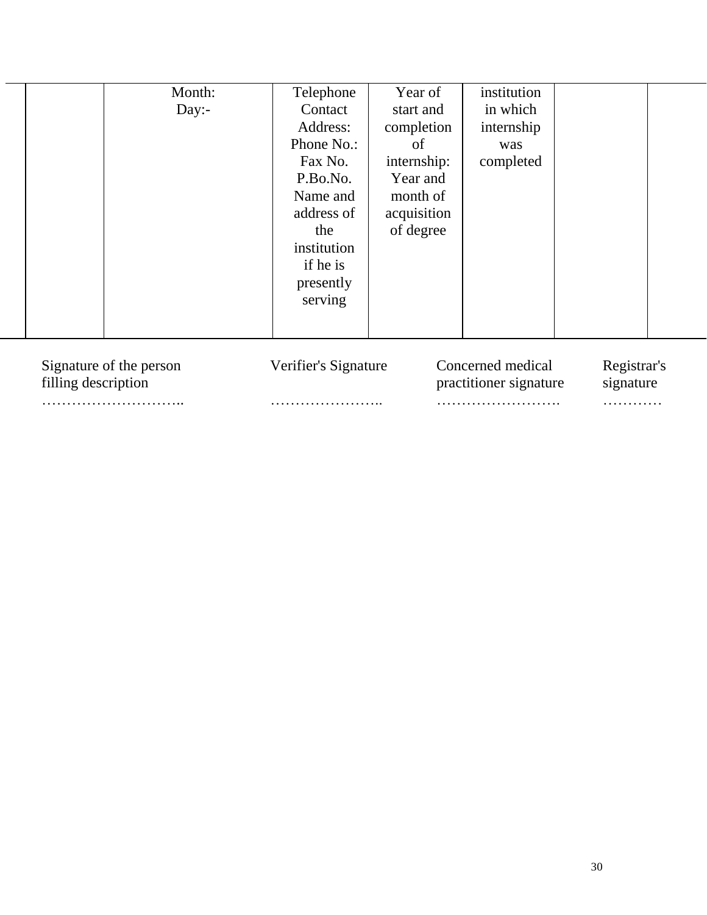|  |  | Month:<br>Day:- | Telephone Contact Address:<br>Phone No.:<br>Fax No.<br>P.Bo.No.<br>Name and address of the institution if he is presently serving | Year of start and completion of internship:<br>Year and month of acquisition of degree | institution in which internship was completed |  |  |
|---|---|---|---|---|---|---|---|

| Signature of the person filling description | Verifier's Signature | Concerned medical practitioner signature | Registrar's signature |
|---|---|---|---|
| ……………………….. | ………………….. | ……………………. | ………… |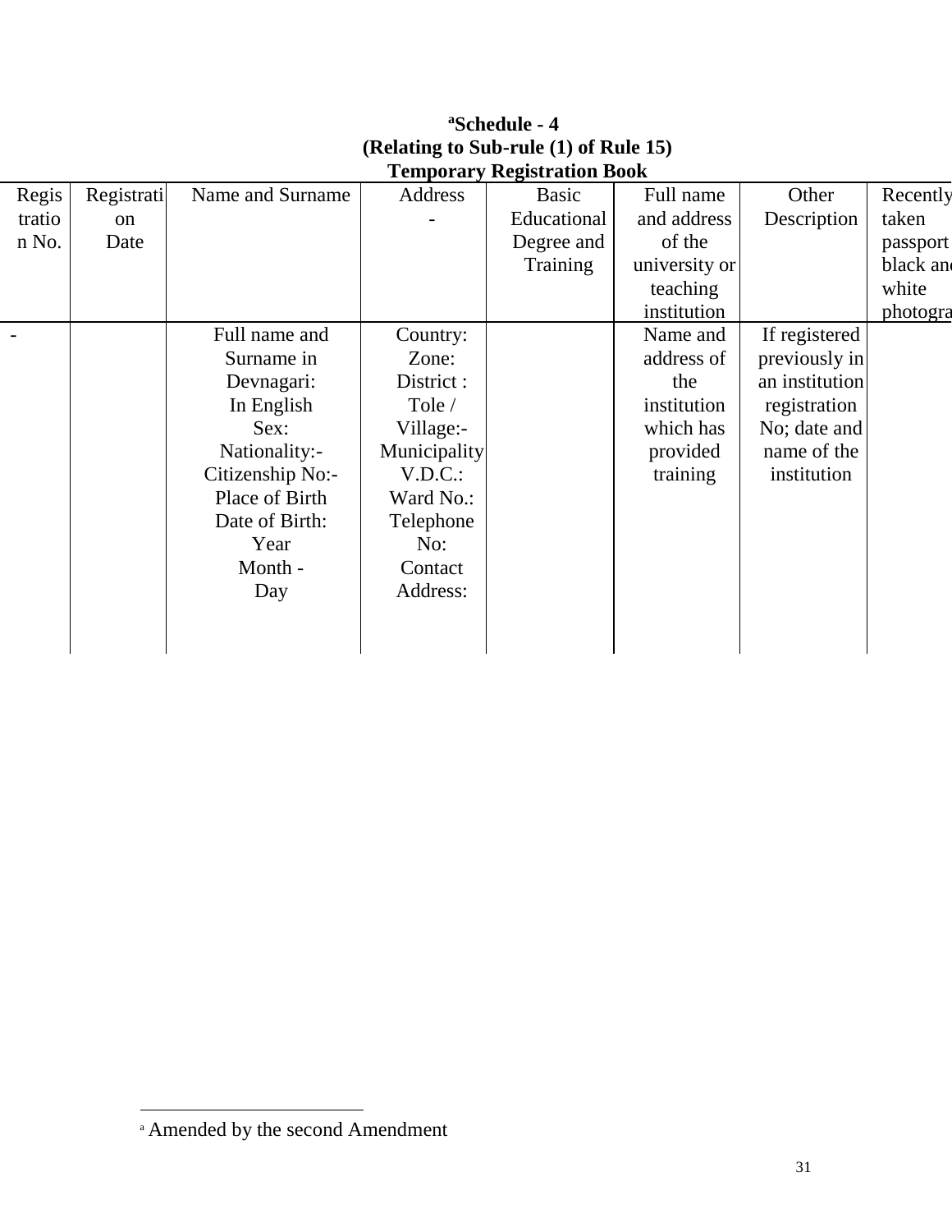**[a]Schedule - 4**
**(Relating to Sub-rule (1) of Rule 15)**
**Temporary Registration Book**

| Registration No. | Registration Date | Name and Surname | Address - | Basic Educational Degree and Training | Full name and address of the university or teaching institution | Other Description | Recently taken passport black and white photogra |
|---|---|---|---|---|---|---|---|
| - | | Full name and Surname in Devnagari: In English Sex: Nationality:- Citizenship No:- Place of Birth Date of Birth: Year Month - Day | Country: Zone: District : Tole / Village:- Municipality V.D.C.: Ward No.: Telephone No: Contact Address: | | Name and address of the institution which has provided training | If registered previously in an institution registration No; date and name of the institution | |

[a] Amended by the second Amendment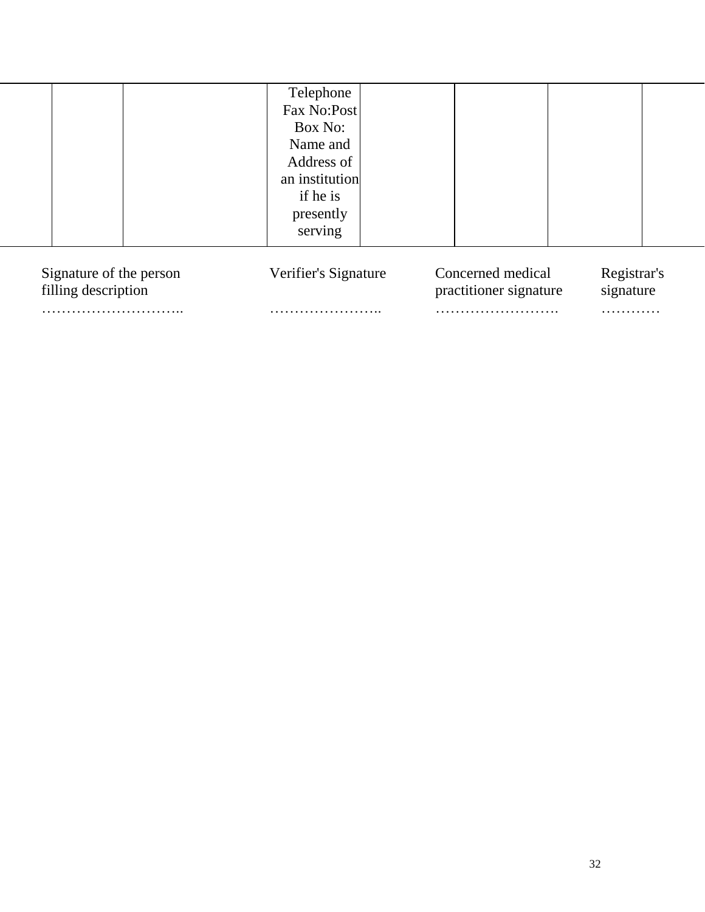|  |  |  | Telephone Fax No:Post Box No: Name and Address of an institution if he is presently serving |  |  |  |  |
|---|---|---|---|---|---|---|---|

| Signature of the person filling description | Verifier's Signature | Concerned medical practitioner signature | Registrar's signature |
|---|---|---|---|
| ……………………….. | ………………….. | ……………………. | ………… |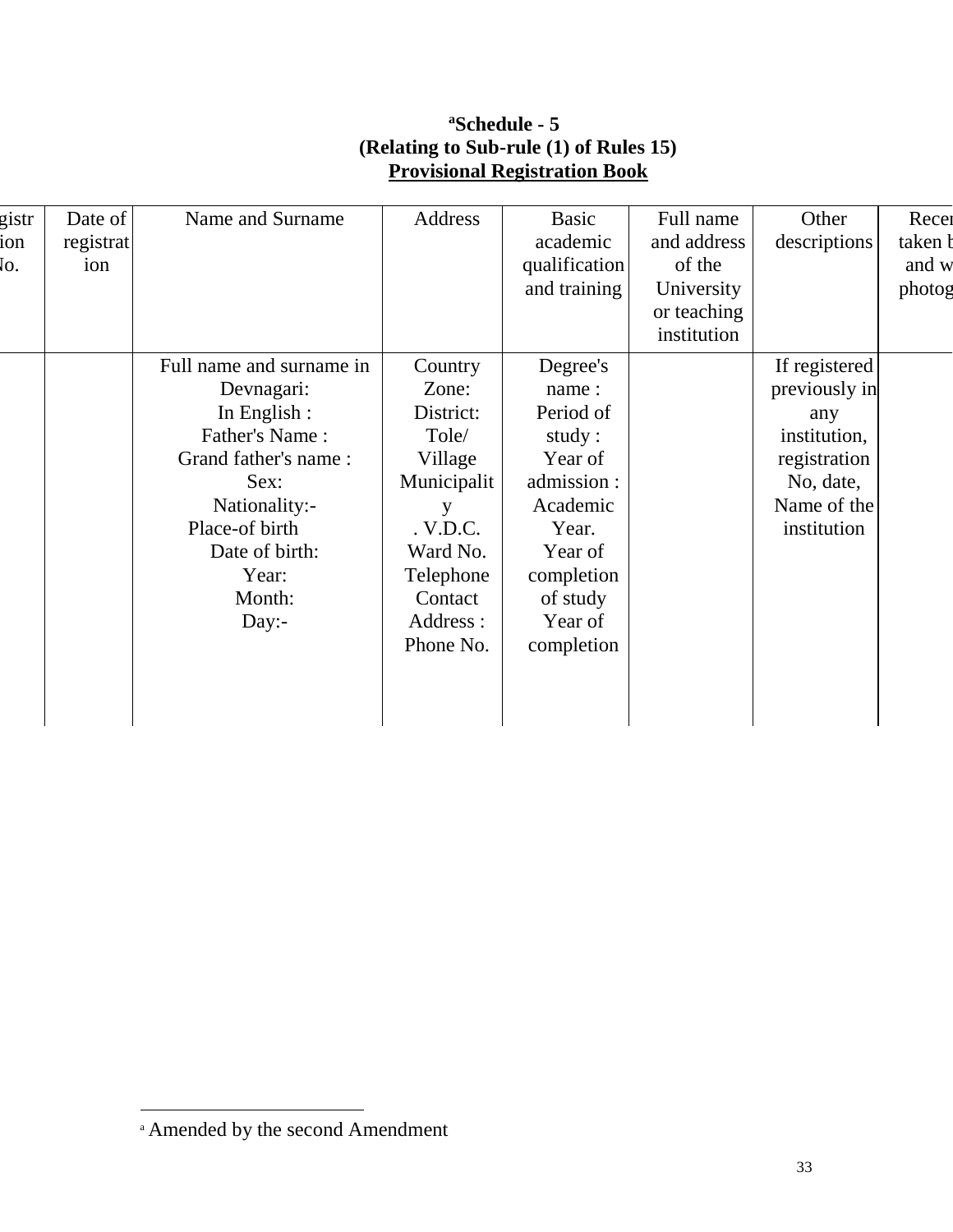**[a]Schedule - 5**
**(Relating to Sub-rule (1) of Rules 15)**
**Provisional Registration Book**

| gistr ion No. | Date of registration | Name and Surname | Address | Basic academic qualification and training | Full name and address of the University or teaching institution | Other descriptions | Recen taken b and w photog |
|---|---|---|---|---|---|---|---|
| | | Full name and surname in Devnagari: In English : Father's Name : Grand father's name : Sex: Nationality:- Place-of birth Date of birth: Year: Month: Day:- | Country Zone: District: Tole/ Village Municipality . V.D.C. Ward No. Telephone Contact Address : Phone No. | Degree's name : Period of study : Year of admission : Academic Year. Year of completion of study Year of completion | | If registered previously in any institution, registration No, date, Name of the institution | |

[a] Amended by the second Amendment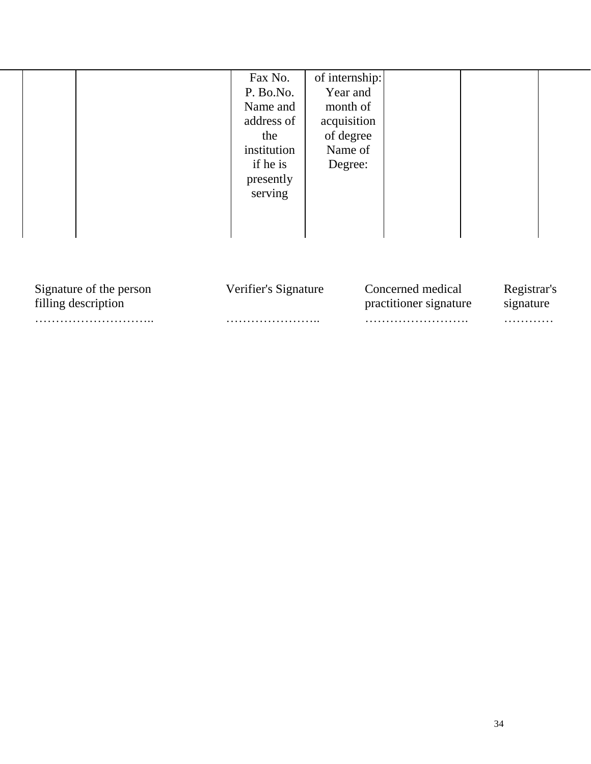|  |  |  | Fax No.<br>P. Bo.No.<br>Name and address of the institution if he is presently serving | of internship:<br>Year and month of acquisition of degree<br>Name of Degree: |  |  |  |
|---|---|---|---|---|---|---|---|

| Signature of the person filling description | Verifier's Signature | Concerned medical practitioner signature | Registrar's signature |
|---|---|---|---|
| ……………………….. | ………………….. | ……………………. | ………… |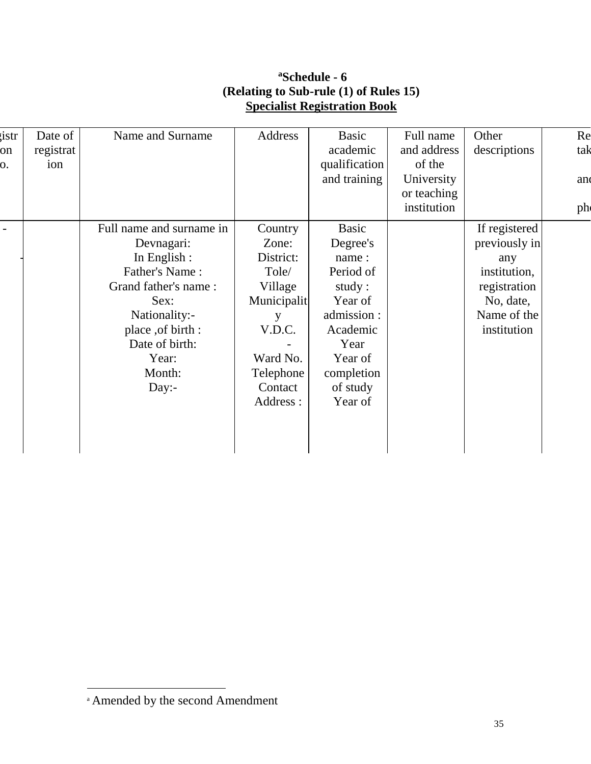**[a]Schedule - 6**
**(Relating to Sub-rule (1) of Rules 15)**
**Specialist Registration Book**

| istr on o. | Date of registration | Name and Surname | Address | Basic academic qualification and training | Full name and address of the University or teaching institution | Other descriptions | Re tak and ph |
|---|---|---|---|---|---|---|---|
| - | | Full name and surname in Devnagari: In English : Father's Name : Grand father's name : Sex: Nationality:- place ,of birth : Date of birth: Year: Month: Day:- | Country Zone: District: Tole/ Village Municipality V.D.C. - Ward No. Telephone Contact Address : | Basic Degree's name : Period of study : Year of admission : Academic Year Year of completion of study Year of | | If registered previously in any institution, registration No, date, Name of the institution | |

[a] Amended by the second Amendment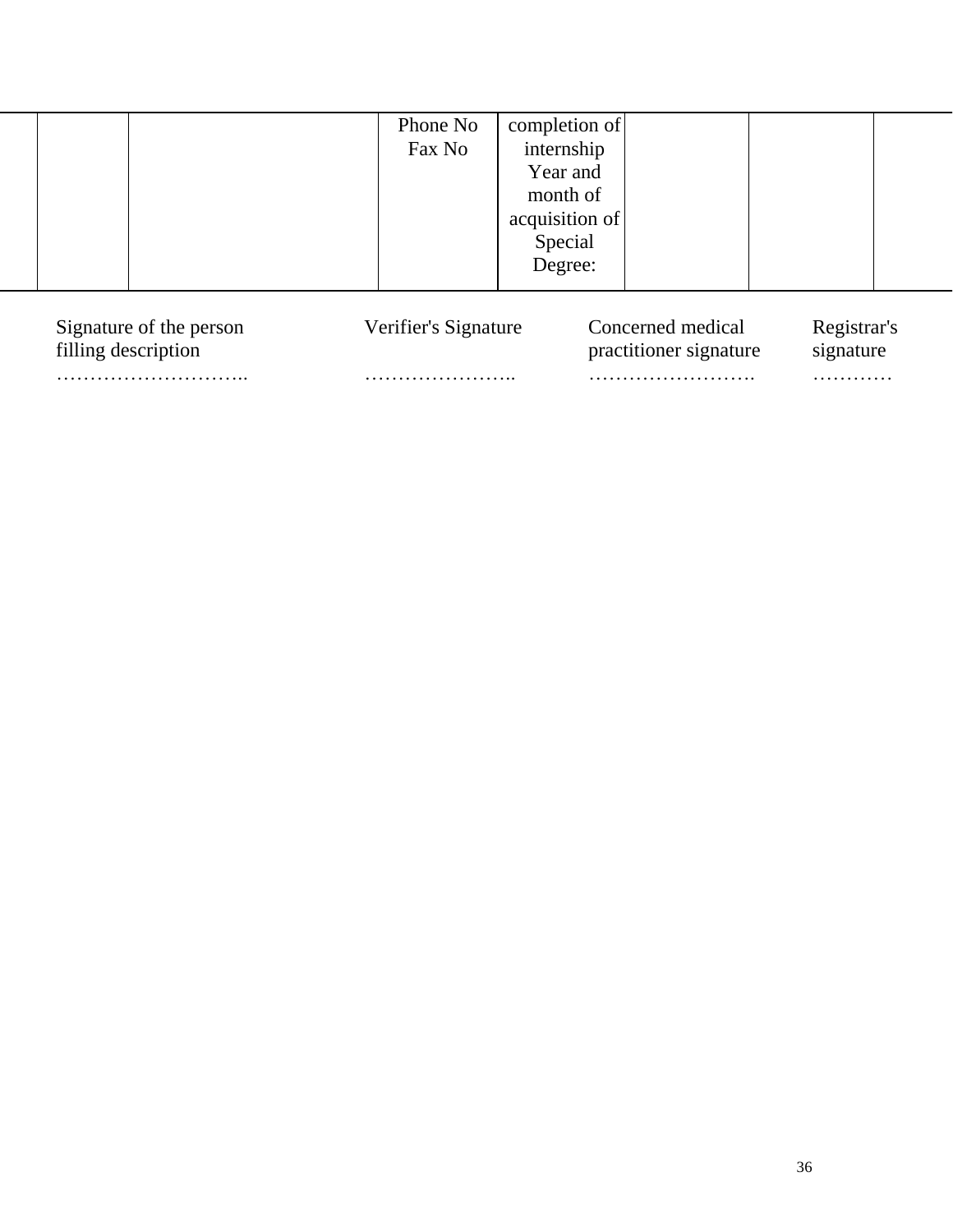|  |  |  | Phone No<br>Fax No | completion of internship<br>Year and month of acquisition of Special Degree: |  |  |  |
|---|---|---|---|---|---|---|---|

Signature of the person filling description
………………………..

Verifier's Signature
…………………..

Concerned medical practitioner signature
…………………….

Registrar's signature
…………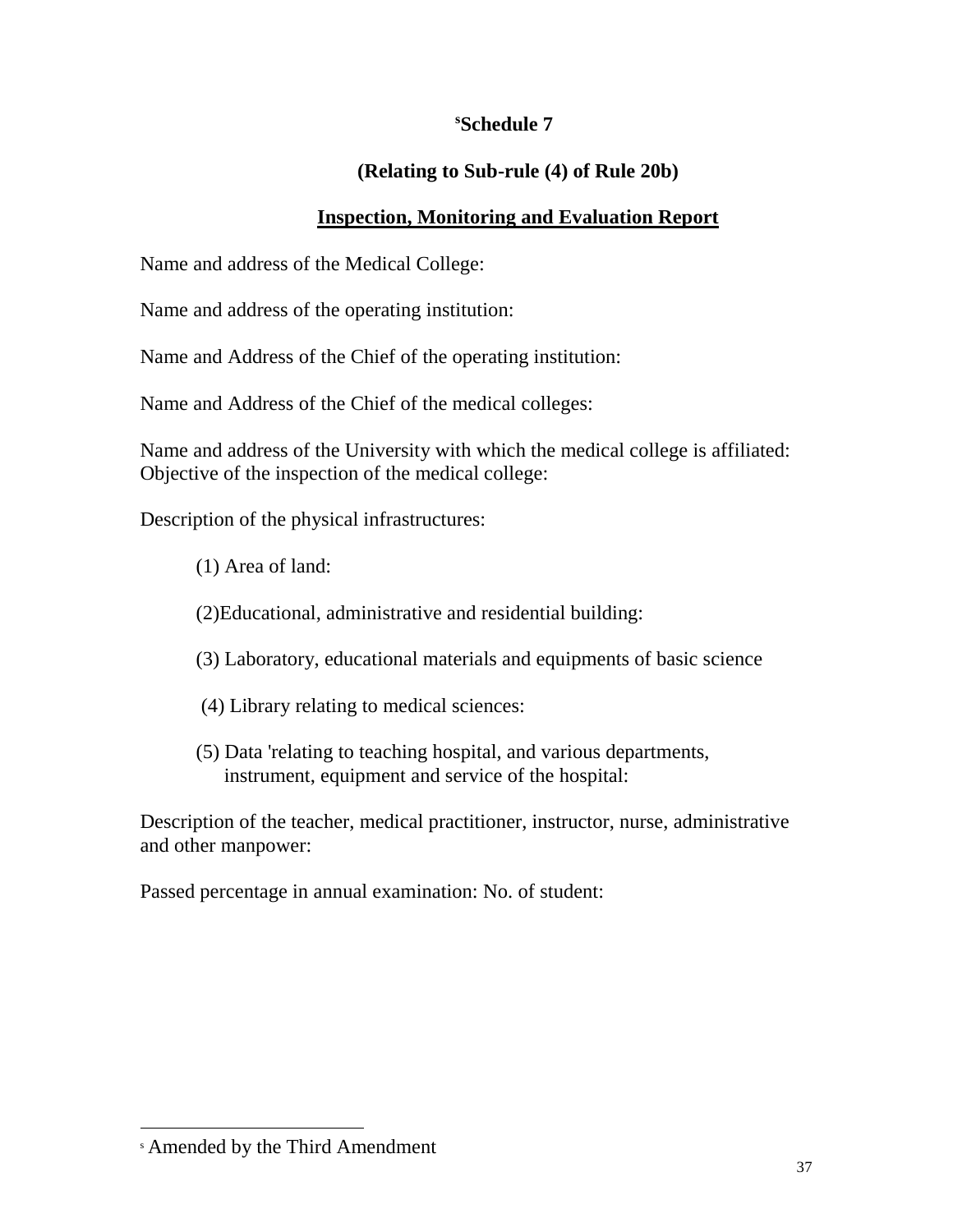## [s]Schedule 7

### (Relating to Sub-rule (4) of Rule 20b)

### Inspection, Monitoring and Evaluation Report

Name and address of the Medical College:

Name and address of the operating institution:

Name and Address of the Chief of the operating institution:

Name and Address of the Chief of the medical colleges:

Name and address of the University with which the medical college is affiliated:
Objective of the inspection of the medical college:

Description of the physical infrastructures:

(1) Area of land:

(2)Educational, administrative and residential building:

(3) Laboratory, educational materials and equipments of basic science

(4) Library relating to medical sciences:

(5) Data 'relating to teaching hospital, and various departments, instrument, equipment and service of the hospital:

Description of the teacher, medical practitioner, instructor, nurse, administrative and other manpower:

Passed percentage in annual examination: No. of student:

---

[s] Amended by the Third Amendment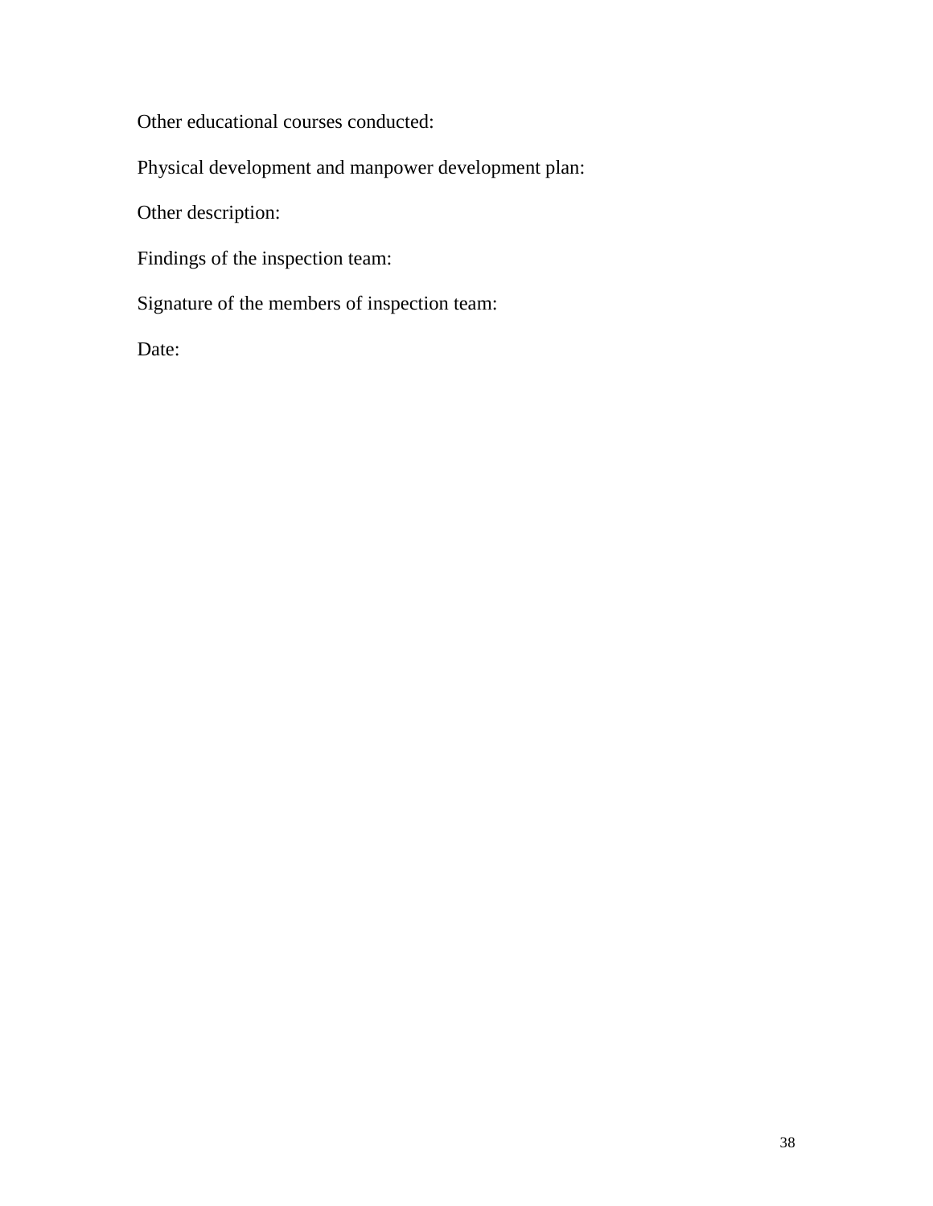Other educational courses conducted:

Physical development and manpower development plan:

Other description:

Findings of the inspection team:

Signature of the members of inspection team:

Date: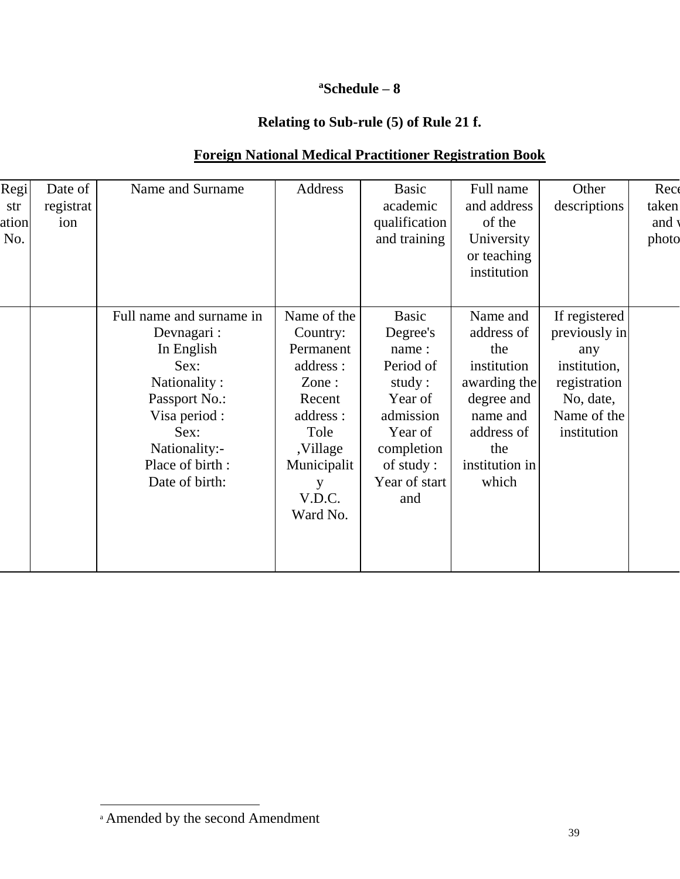### [a]Schedule – 8

### Relating to Sub-rule (5) of Rule 21 f.

### <u>Foreign National Medical Practitioner Registration Book</u>

| Registration No. | Date of registration | Name and Surname | Address | Basic academic qualification and training | Full name and address of the University or teaching institution | Other descriptions | Rece taken and v photo |
|---|---|---|---|---|---|---|---|
| | | Full name and surname in Devnagari : In English Sex: Nationality : Passport No.: Visa period : Sex: Nationality:- Place of birth : Date of birth: | Name of the Country: Permanent address : Zone : Recent address : Tole ,Village Municipality V.D.C. Ward No. | Basic Degree's name : Period of study : Year of admission Year of completion of study : Year of start and | Name and address of the institution awarding the degree and name and address of the institution in which | If registered previously in any institution, registration No, date, Name of the institution | |

[a] Amended by the second Amendment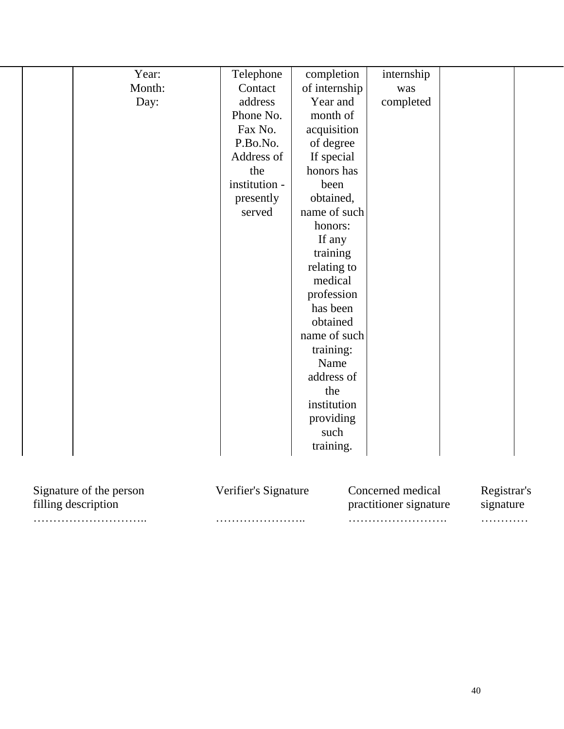|  |  |  |  |  |  |  |
|---|---|---|---|---|---|---|
|  | Year:<br>Month:<br>Day: | Telephone<br>Contact address<br>Phone No.<br>Fax No.<br>P.Bo.No.<br>Address of the institution - presently served | completion of internship<br>Year and month of acquisition of degree<br>If special honors has been obtained, name of such honors:<br>If any training relating to medical profession has been obtained name of such training:<br>Name address of the institution providing such training. | internship was completed |  |  |

Signature of the person filling description
………………………..

Verifier's Signature
…………………..

Concerned medical practitioner signature
…………………….

Registrar's signature
…………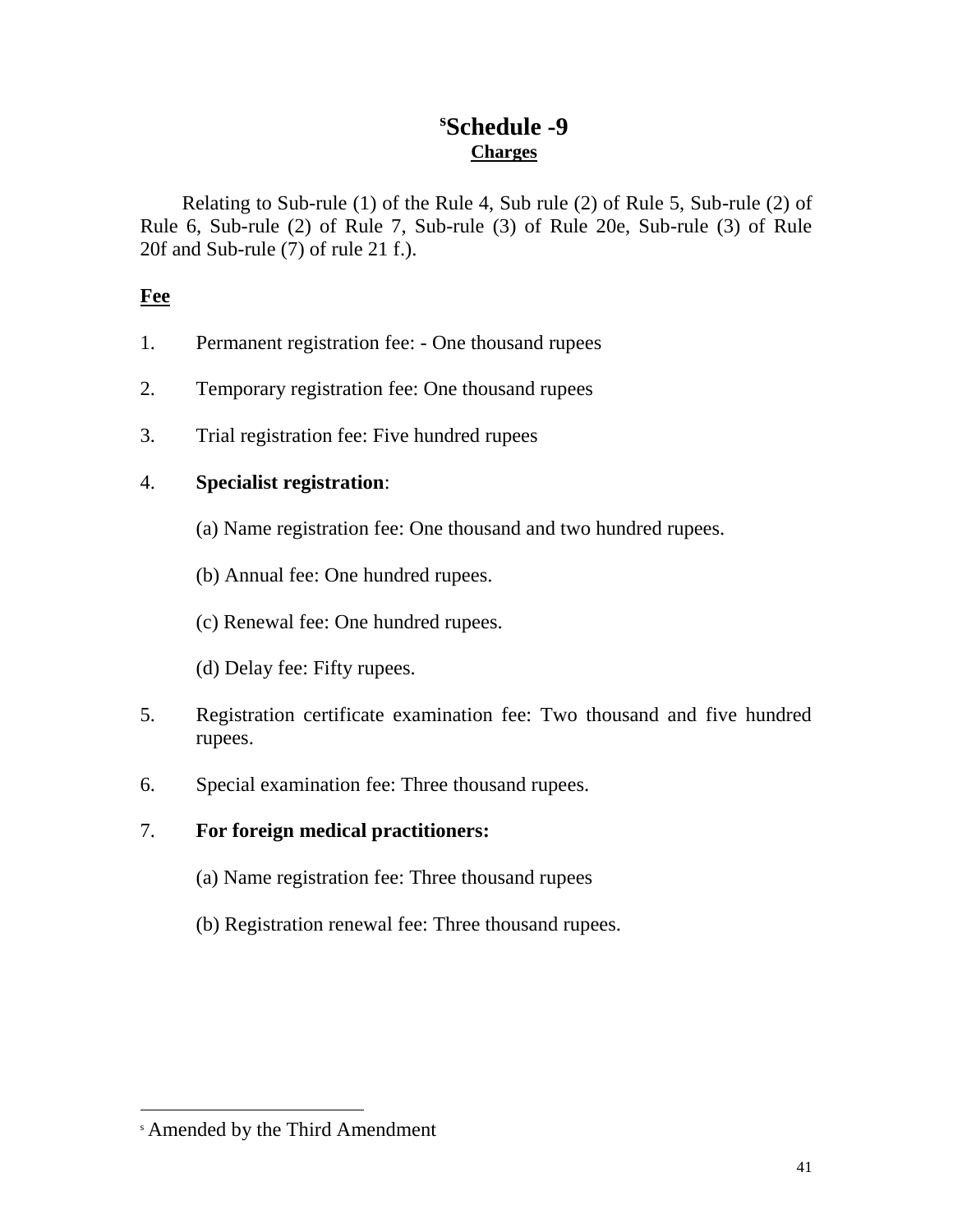# [s]Schedule -9

**Charges**

Relating to Sub-rule (1) of the Rule 4, Sub rule (2) of Rule 5, Sub-rule (2) of Rule 6, Sub-rule (2) of Rule 7, Sub-rule (3) of Rule 20e, Sub-rule (3) of Rule 20f and Sub-rule (7) of rule 21 f.).

**Fee**

1. Permanent registration fee: - One thousand rupees

2. Temporary registration fee: One thousand rupees

3. Trial registration fee: Five hundred rupees

4. **Specialist registration**:

   (a) Name registration fee: One thousand and two hundred rupees.

   (b) Annual fee: One hundred rupees.

   (c) Renewal fee: One hundred rupees.

   (d) Delay fee: Fifty rupees.

5. Registration certificate examination fee: Two thousand and five hundred rupees.

6. Special examination fee: Three thousand rupees.

7. **For foreign medical practitioners:**

   (a) Name registration fee: Three thousand rupees

   (b) Registration renewal fee: Three thousand rupees.

---

[s] Amended by the Third Amendment